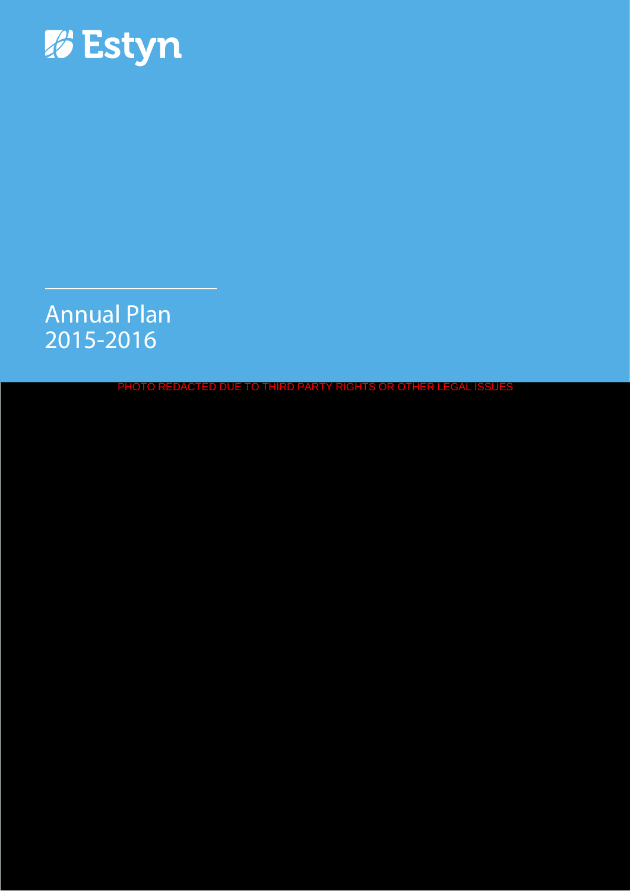Estyn

# Annual Plan 2015-2016

PHOTO REDACTED DUE TO THIRD PARTY RIGHTS OR OTHER LEGAL ISSUES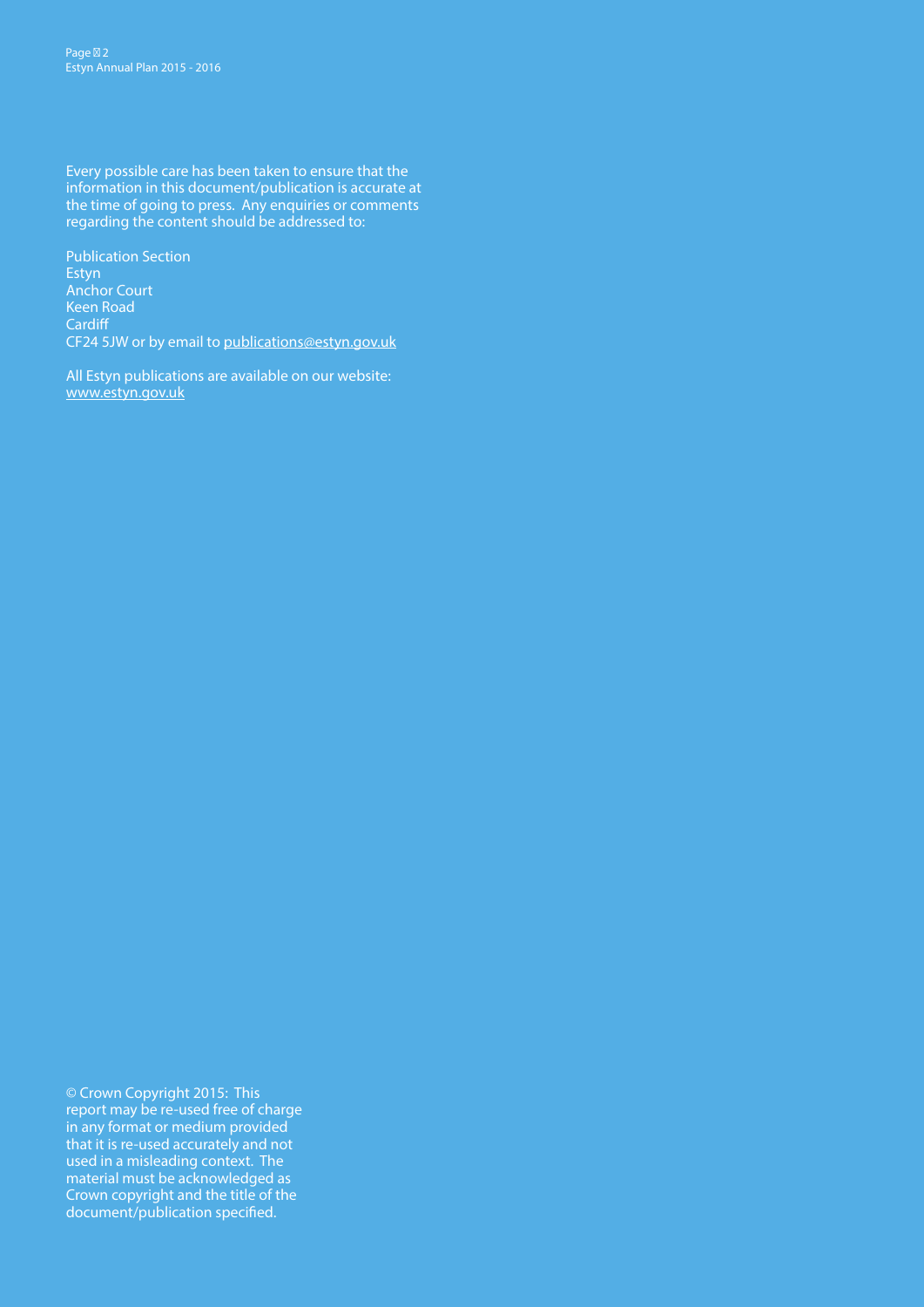Every possible care has been taken to ensure that the information in this document/publication is accurate at the time of going to press. Any enquiries or comments regarding the content should be addressed to:

Publication Section
Estyn
Anchor Court
Keen Road
Cardiff
CF24 5JW or by email to publications@estyn.gov.uk

All Estyn publications are available on our website: www.estyn.gov.uk

© Crown Copyright 2015: This report may be re-used free of charge in any format or medium provided that it is re-used accurately and not used in a misleading context. The material must be acknowledged as Crown copyright and the title of the document/publication specified.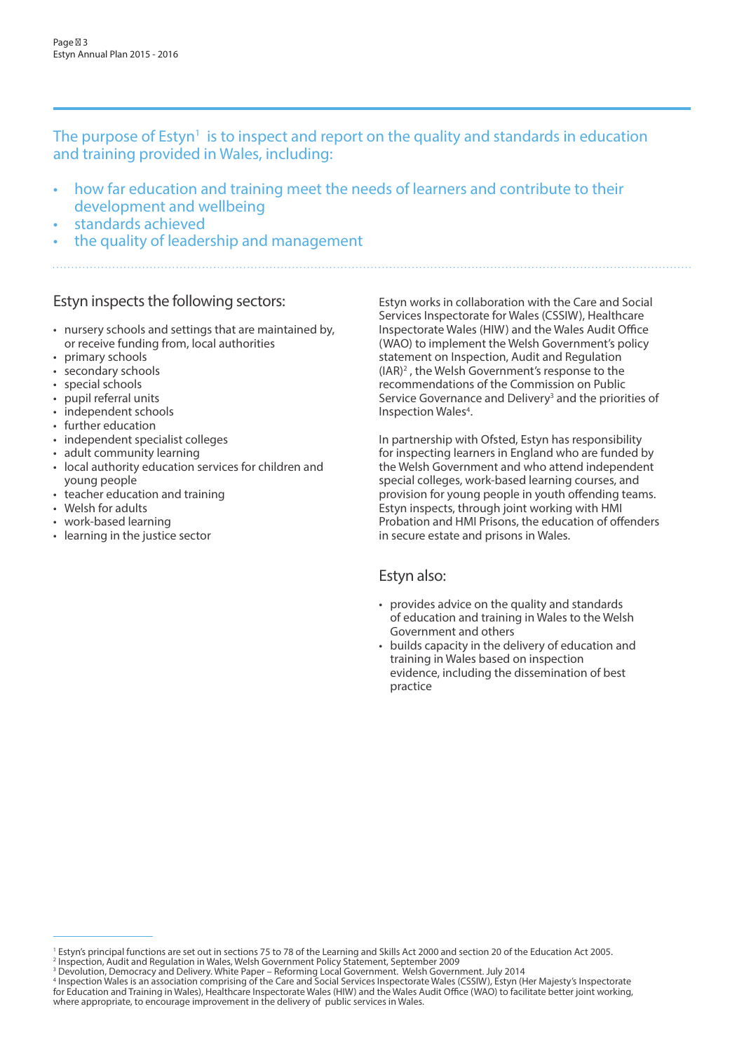The purpose of Estyn[1] is to inspect and report on the quality and standards in education and training provided in Wales, including:

- how far education and training meet the needs of learners and contribute to their development and wellbeing
- standards achieved
- the quality of leadership and management

## Estyn inspects the following sectors:

- nursery schools and settings that are maintained by, or receive funding from, local authorities
- primary schools
- secondary schools
- special schools
- pupil referral units
- independent schools
- further education
- independent specialist colleges
- adult community learning
- local authority education services for children and young people
- teacher education and training
- Welsh for adults
- work-based learning
- learning in the justice sector

Estyn works in collaboration with the Care and Social Services Inspectorate for Wales (CSSIW), Healthcare Inspectorate Wales (HIW) and the Wales Audit Office (WAO) to implement the Welsh Government's policy statement on Inspection, Audit and Regulation (IAR)[2], the Welsh Government's response to the recommendations of the Commission on Public Service Governance and Delivery[3] and the priorities of Inspection Wales[4].

In partnership with Ofsted, Estyn has responsibility for inspecting learners in England who are funded by the Welsh Government and who attend independent special colleges, work-based learning courses, and provision for young people in youth offending teams. Estyn inspects, through joint working with HMI Probation and HMI Prisons, the education of offenders in secure estate and prisons in Wales.

## Estyn also:

- provides advice on the quality and standards of education and training in Wales to the Welsh Government and others
- builds capacity in the delivery of education and training in Wales based on inspection evidence, including the dissemination of best practice

---

[1] Estyn's principal functions are set out in sections 75 to 78 of the Learning and Skills Act 2000 and section 20 of the Education Act 2005.
[2] Inspection, Audit and Regulation in Wales, Welsh Government Policy Statement, September 2009
[3] Devolution, Democracy and Delivery. White Paper – Reforming Local Government. Welsh Government. July 2014
[4] Inspection Wales is an association comprising of the Care and Social Services Inspectorate Wales (CSSIW), Estyn (Her Majesty's Inspectorate for Education and Training in Wales), Healthcare Inspectorate Wales (HIW) and the Wales Audit Office (WAO) to facilitate better joint working, where appropriate, to encourage improvement in the delivery of public services in Wales.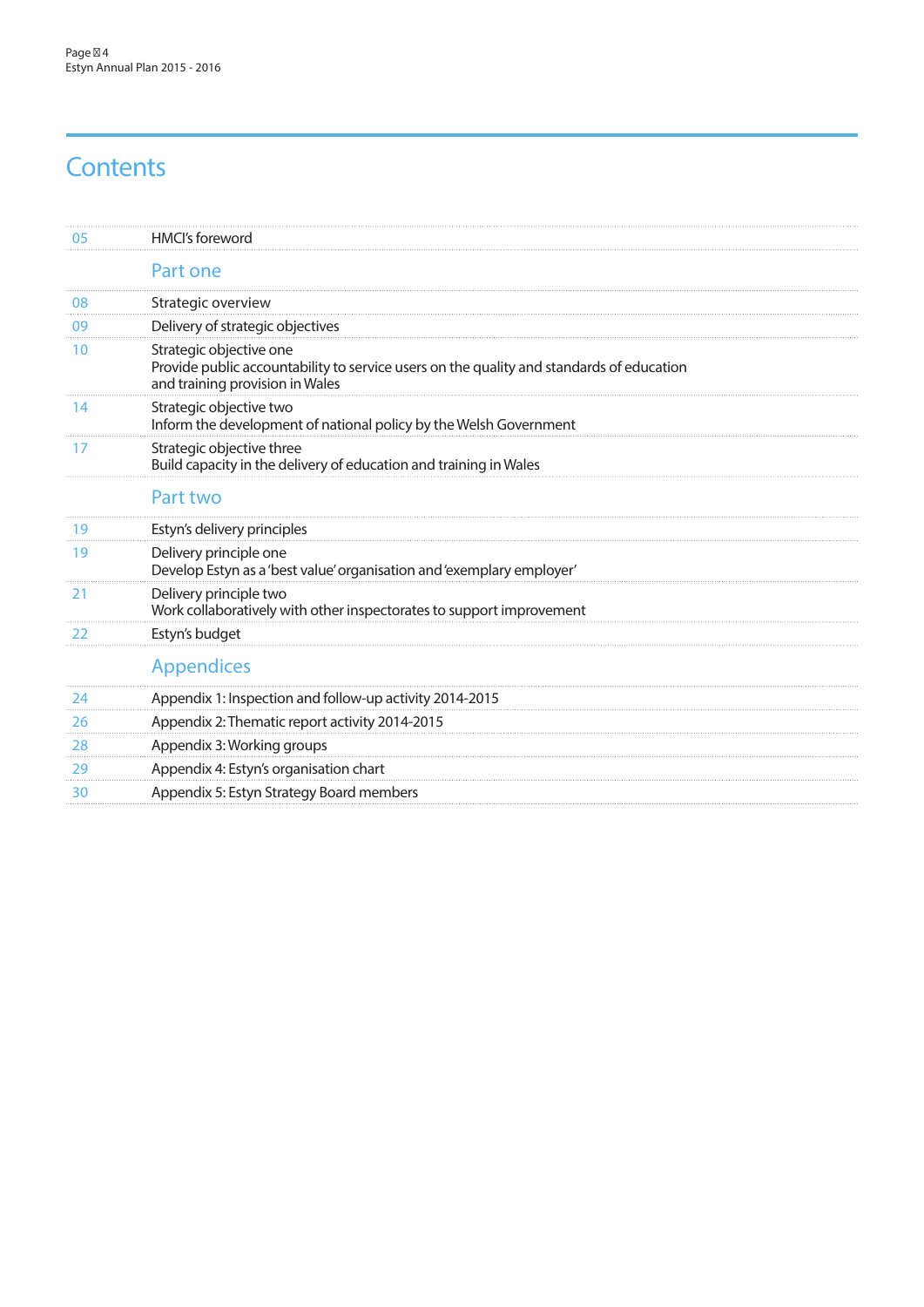# Contents

| | |
|---|---|
| 05 | HMCI's foreword |
| | **Part one** |
| 08 | Strategic overview |
| 09 | Delivery of strategic objectives |
| 10 | Strategic objective one<br>Provide public accountability to service users on the quality and standards of education and training provision in Wales |
| 14 | Strategic objective two<br>Inform the development of national policy by the Welsh Government |
| 17 | Strategic objective three<br>Build capacity in the delivery of education and training in Wales |
| | **Part two** |
| 19 | Estyn's delivery principles |
| 19 | Delivery principle one<br>Develop Estyn as a 'best value' organisation and 'exemplary employer' |
| 21 | Delivery principle two<br>Work collaboratively with other inspectorates to support improvement |
| 22 | Estyn's budget |
| | **Appendices** |
| 24 | Appendix 1: Inspection and follow-up activity 2014-2015 |
| 26 | Appendix 2: Thematic report activity 2014-2015 |
| 28 | Appendix 3: Working groups |
| 29 | Appendix 4: Estyn's organisation chart |
| 30 | Appendix 5: Estyn Strategy Board members |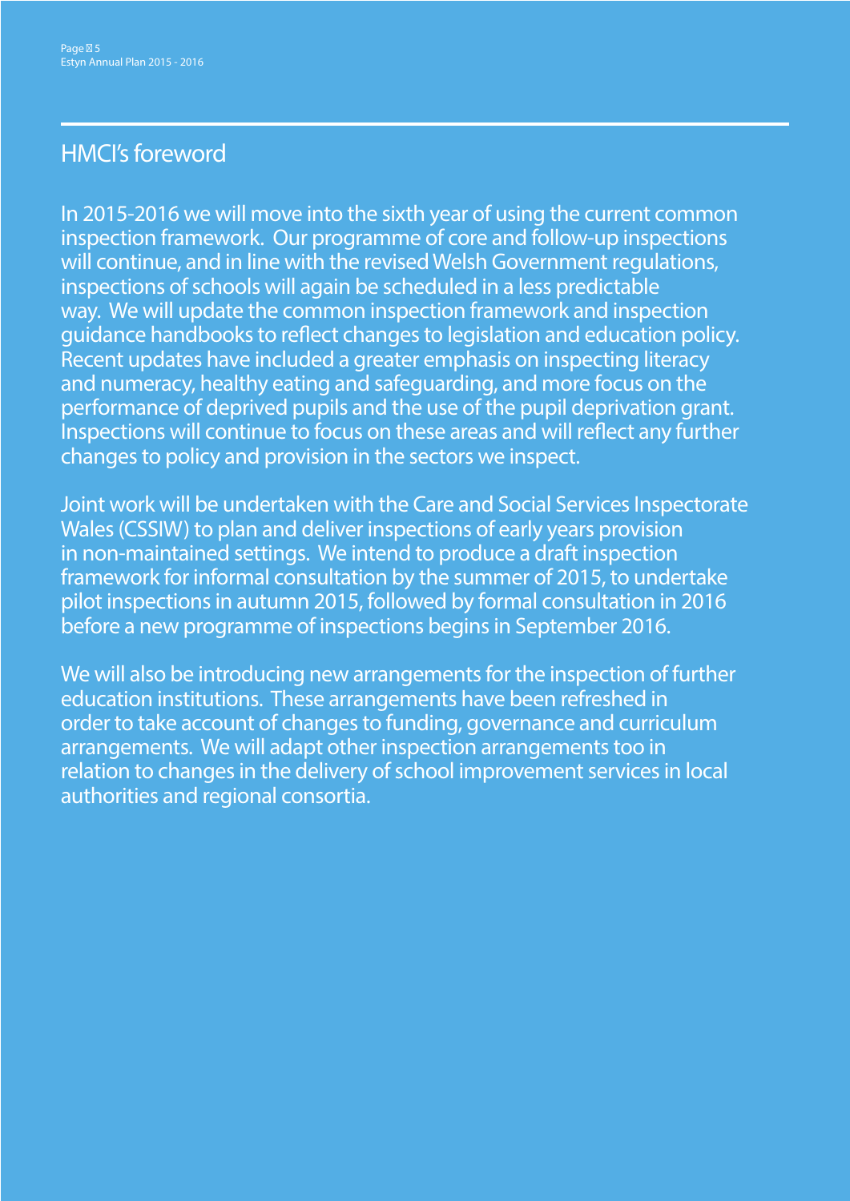## HMCI's foreword

In 2015-2016 we will move into the sixth year of using the current common inspection framework. Our programme of core and follow-up inspections will continue, and in line with the revised Welsh Government regulations, inspections of schools will again be scheduled in a less predictable way. We will update the common inspection framework and inspection guidance handbooks to reflect changes to legislation and education policy. Recent updates have included a greater emphasis on inspecting literacy and numeracy, healthy eating and safeguarding, and more focus on the performance of deprived pupils and the use of the pupil deprivation grant. Inspections will continue to focus on these areas and will reflect any further changes to policy and provision in the sectors we inspect.

Joint work will be undertaken with the Care and Social Services Inspectorate Wales (CSSIW) to plan and deliver inspections of early years provision in non-maintained settings. We intend to produce a draft inspection framework for informal consultation by the summer of 2015, to undertake pilot inspections in autumn 2015, followed by formal consultation in 2016 before a new programme of inspections begins in September 2016.

We will also be introducing new arrangements for the inspection of further education institutions. These arrangements have been refreshed in order to take account of changes to funding, governance and curriculum arrangements. We will adapt other inspection arrangements too in relation to changes in the delivery of school improvement services in local authorities and regional consortia.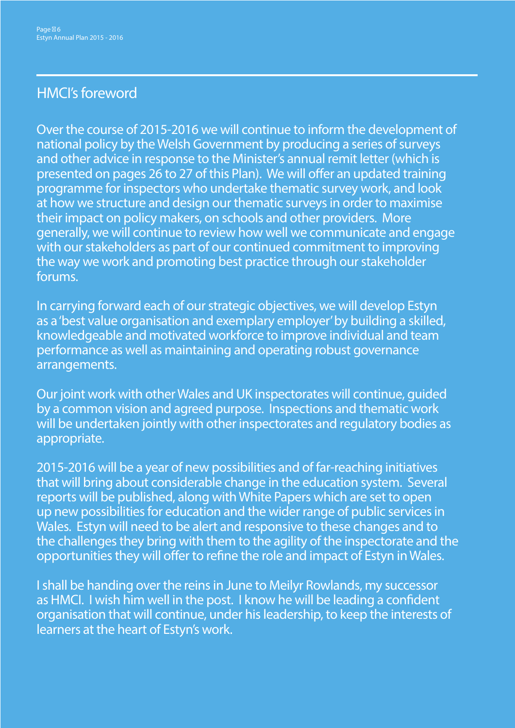## HMCI's foreword

Over the course of 2015-2016 we will continue to inform the development of national policy by the Welsh Government by producing a series of surveys and other advice in response to the Minister's annual remit letter (which is presented on pages 26 to 27 of this Plan). We will offer an updated training programme for inspectors who undertake thematic survey work, and look at how we structure and design our thematic surveys in order to maximise their impact on policy makers, on schools and other providers. More generally, we will continue to review how well we communicate and engage with our stakeholders as part of our continued commitment to improving the way we work and promoting best practice through our stakeholder forums.

In carrying forward each of our strategic objectives, we will develop Estyn as a 'best value organisation and exemplary employer' by building a skilled, knowledgeable and motivated workforce to improve individual and team performance as well as maintaining and operating robust governance arrangements.

Our joint work with other Wales and UK inspectorates will continue, guided by a common vision and agreed purpose. Inspections and thematic work will be undertaken jointly with other inspectorates and regulatory bodies as appropriate.

2015-2016 will be a year of new possibilities and of far-reaching initiatives that will bring about considerable change in the education system. Several reports will be published, along with White Papers which are set to open up new possibilities for education and the wider range of public services in Wales. Estyn will need to be alert and responsive to these changes and to the challenges they bring with them to the agility of the inspectorate and the opportunities they will offer to refine the role and impact of Estyn in Wales.

I shall be handing over the reins in June to Meilyr Rowlands, my successor as HMCI. I wish him well in the post. I know he will be leading a confident organisation that will continue, under his leadership, to keep the interests of learners at the heart of Estyn's work.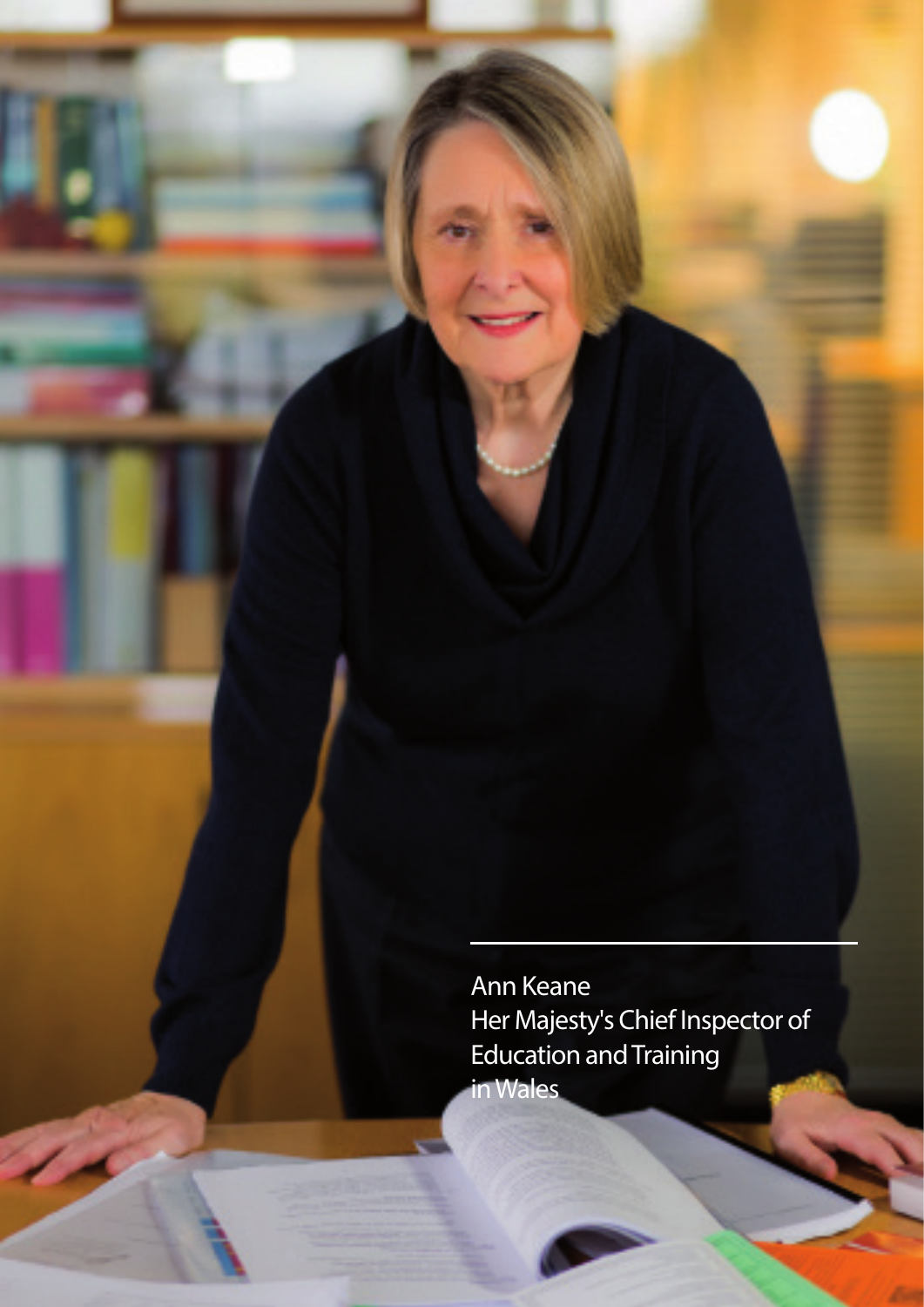Ann Keane
Her Majesty's Chief Inspector of Education and Training in Wales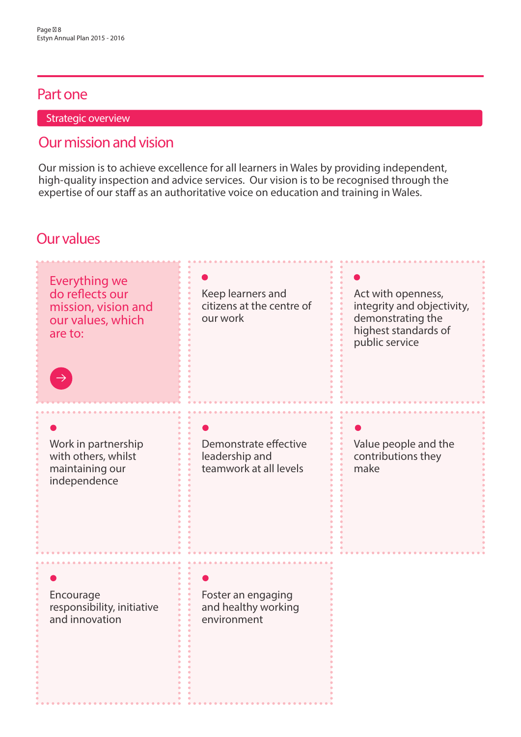# Part one

## Strategic overview

## Our mission and vision

Our mission is to achieve excellence for all learners in Wales by providing independent, high-quality inspection and advice services. Our vision is to be recognised through the expertise of our staff as an authoritative voice on education and training in Wales.

## Our values

Everything we do reflects our mission, vision and our values, which are to:

- Keep learners and citizens at the centre of our work
- Act with openness, integrity and objectivity, demonstrating the highest standards of public service
- Work in partnership with others, whilst maintaining our independence
- Demonstrate effective leadership and teamwork at all levels
- Value people and the contributions they make
- Encourage responsibility, initiative and innovation
- Foster an engaging and healthy working environment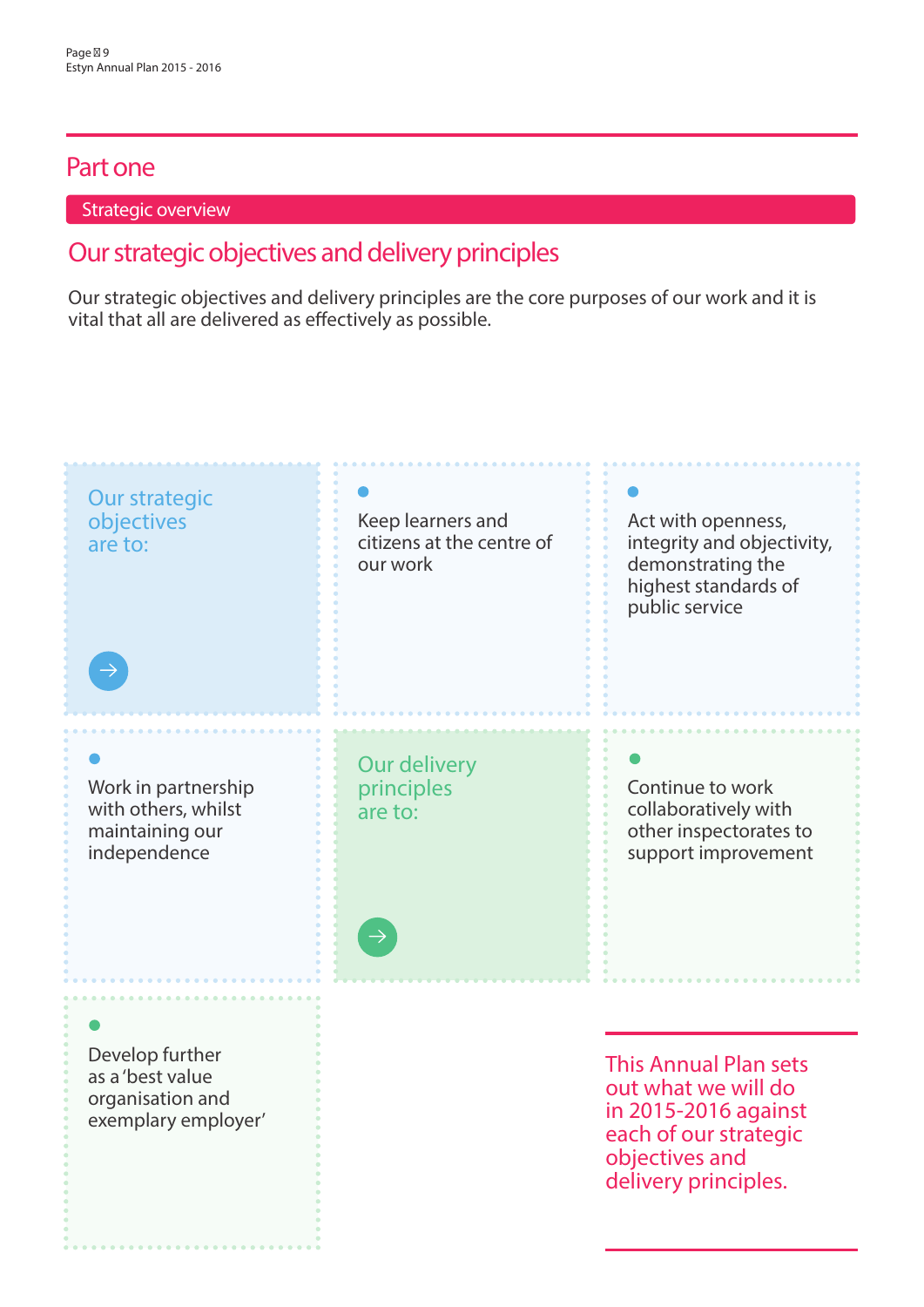# Part one

## Strategic overview

### Our strategic objectives and delivery principles

Our strategic objectives and delivery principles are the core purposes of our work and it is vital that all are delivered as effectively as possible.

**Our strategic objectives are to:**

- Keep learners and citizens at the centre of our work
- Act with openness, integrity and objectivity, demonstrating the highest standards of public service
- Work in partnership with others, whilst maintaining our independence

**Our delivery principles are to:**

- Continue to work collaboratively with other inspectorates to support improvement
- Develop further as a 'best value organisation and exemplary employer'

This Annual Plan sets out what we will do in 2015-2016 against each of our strategic objectives and delivery principles.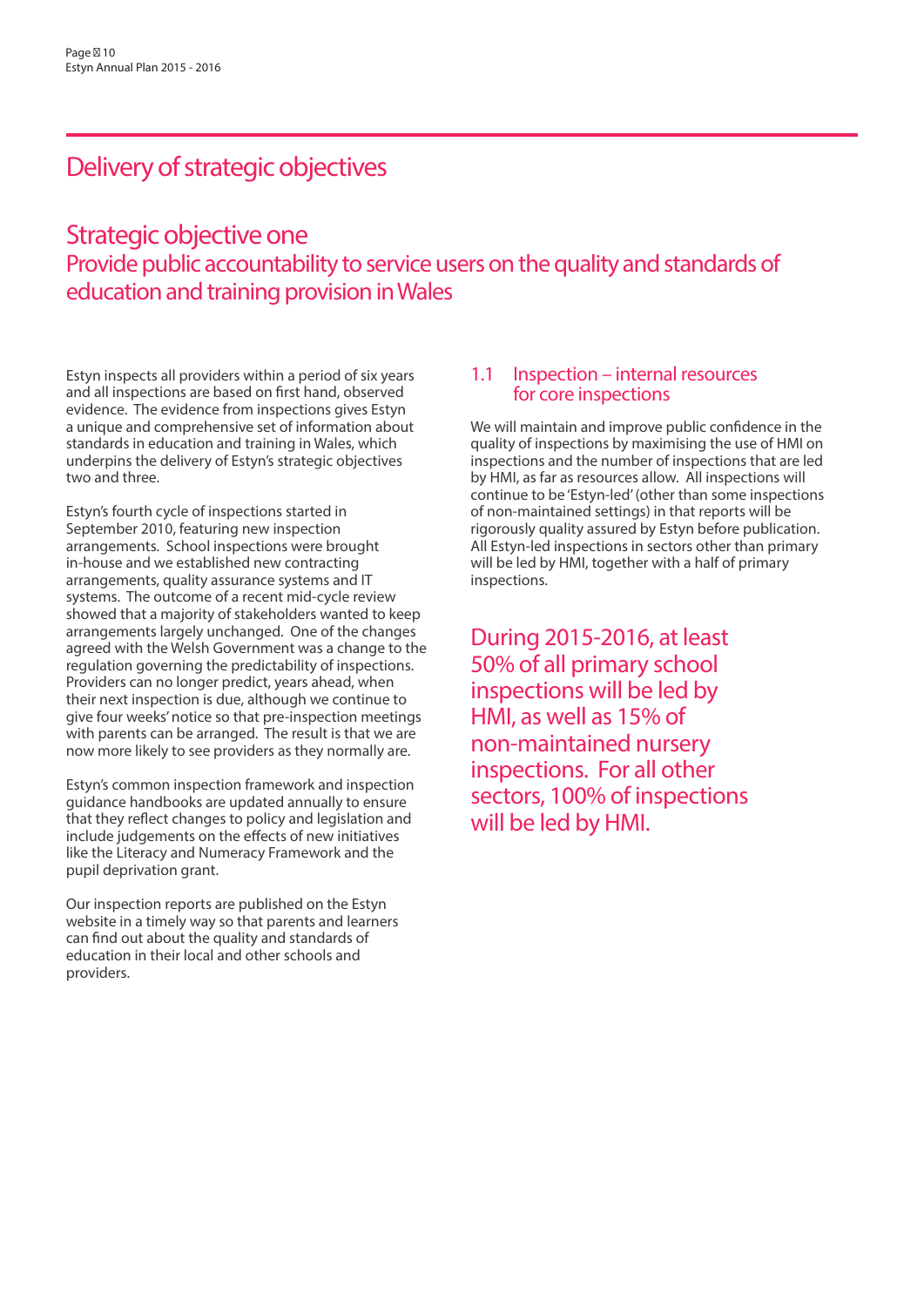# Delivery of strategic objectives

## Strategic objective one

### Provide public accountability to service users on the quality and standards of education and training provision in Wales

Estyn inspects all providers within a period of six years and all inspections are based on first hand, observed evidence. The evidence from inspections gives Estyn a unique and comprehensive set of information about standards in education and training in Wales, which underpins the delivery of Estyn's strategic objectives two and three.

Estyn's fourth cycle of inspections started in September 2010, featuring new inspection arrangements. School inspections were brought in-house and we established new contracting arrangements, quality assurance systems and IT systems. The outcome of a recent mid-cycle review showed that a majority of stakeholders wanted to keep arrangements largely unchanged. One of the changes agreed with the Welsh Government was a change to the regulation governing the predictability of inspections. Providers can no longer predict, years ahead, when their next inspection is due, although we continue to give four weeks' notice so that pre-inspection meetings with parents can be arranged. The result is that we are now more likely to see providers as they normally are.

Estyn's common inspection framework and inspection guidance handbooks are updated annually to ensure that they reflect changes to policy and legislation and include judgements on the effects of new initiatives like the Literacy and Numeracy Framework and the pupil deprivation grant.

Our inspection reports are published on the Estyn website in a timely way so that parents and learners can find out about the quality and standards of education in their local and other schools and providers.

### 1.1 Inspection – internal resources for core inspections

We will maintain and improve public confidence in the quality of inspections by maximising the use of HMI on inspections and the number of inspections that are led by HMI, as far as resources allow. All inspections will continue to be 'Estyn-led' (other than some inspections of non-maintained settings) in that reports will be rigorously quality assured by Estyn before publication. All Estyn-led inspections in sectors other than primary will be led by HMI, together with a half of primary inspections.

During 2015-2016, at least 50% of all primary school inspections will be led by HMI, as well as 15% of non-maintained nursery inspections. For all other sectors, 100% of inspections will be led by HMI.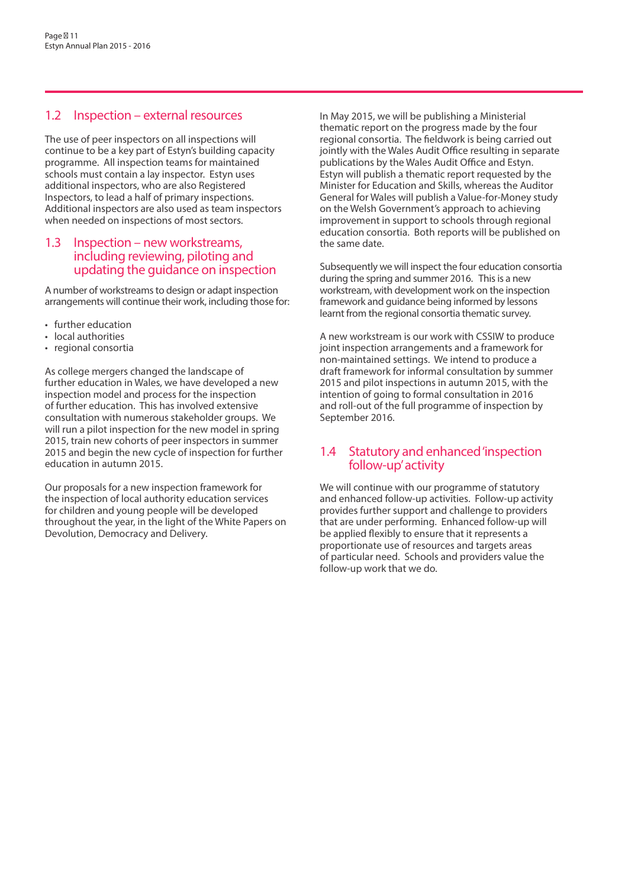## 1.2 Inspection – external resources

The use of peer inspectors on all inspections will continue to be a key part of Estyn's building capacity programme. All inspection teams for maintained schools must contain a lay inspector. Estyn uses additional inspectors, who are also Registered Inspectors, to lead a half of primary inspections. Additional inspectors are also used as team inspectors when needed on inspections of most sectors.

## 1.3 Inspection – new workstreams, including reviewing, piloting and updating the guidance on inspection

A number of workstreams to design or adapt inspection arrangements will continue their work, including those for:

- further education
- local authorities
- regional consortia

As college mergers changed the landscape of further education in Wales, we have developed a new inspection model and process for the inspection of further education. This has involved extensive consultation with numerous stakeholder groups. We will run a pilot inspection for the new model in spring 2015, train new cohorts of peer inspectors in summer 2015 and begin the new cycle of inspection for further education in autumn 2015.

Our proposals for a new inspection framework for the inspection of local authority education services for children and young people will be developed throughout the year, in the light of the White Papers on Devolution, Democracy and Delivery.

In May 2015, we will be publishing a Ministerial thematic report on the progress made by the four regional consortia. The fieldwork is being carried out jointly with the Wales Audit Office resulting in separate publications by the Wales Audit Office and Estyn. Estyn will publish a thematic report requested by the Minister for Education and Skills, whereas the Auditor General for Wales will publish a Value-for-Money study on the Welsh Government's approach to achieving improvement in support to schools through regional education consortia. Both reports will be published on the same date.

Subsequently we will inspect the four education consortia during the spring and summer 2016. This is a new workstream, with development work on the inspection framework and guidance being informed by lessons learnt from the regional consortia thematic survey.

A new workstream is our work with CSSIW to produce joint inspection arrangements and a framework for non-maintained settings. We intend to produce a draft framework for informal consultation by summer 2015 and pilot inspections in autumn 2015, with the intention of going to formal consultation in 2016 and roll-out of the full programme of inspection by September 2016.

## 1.4 Statutory and enhanced 'inspection follow-up' activity

We will continue with our programme of statutory and enhanced follow-up activities. Follow-up activity provides further support and challenge to providers that are under performing. Enhanced follow-up will be applied flexibly to ensure that it represents a proportionate use of resources and targets areas of particular need. Schools and providers value the follow-up work that we do.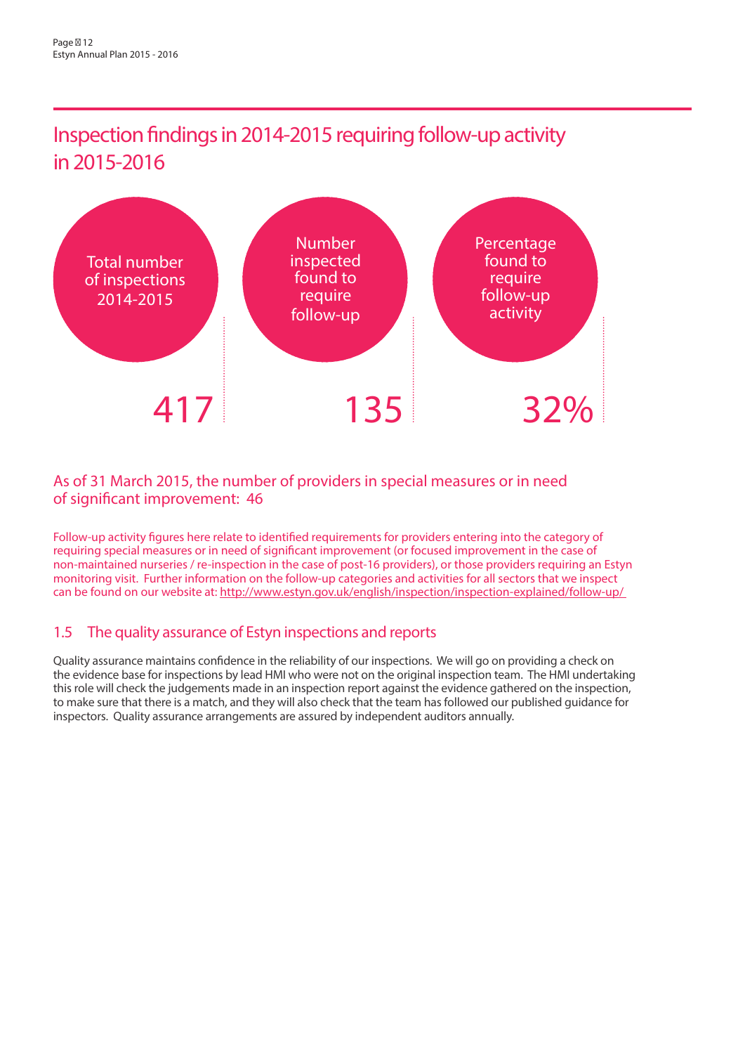## Inspection findings in 2014-2015 requiring follow-up activity in 2015-2016

| Total number of inspections 2014-2015 | Number inspected found to require follow-up | Percentage found to require follow-up activity |
|---|---|---|
| 417 | 135 | 32% |

### As of 31 March 2015, the number of providers in special measures or in need of significant improvement: 46

Follow-up activity figures here relate to identified requirements for providers entering into the category of requiring special measures or in need of significant improvement (or focused improvement in the case of non-maintained nurseries / re-inspection in the case of post-16 providers), or those providers requiring an Estyn monitoring visit. Further information on the follow-up categories and activities for all sectors that we inspect can be found on our website at: http://www.estyn.gov.uk/english/inspection/inspection-explained/follow-up/

### 1.5 The quality assurance of Estyn inspections and reports

Quality assurance maintains confidence in the reliability of our inspections. We will go on providing a check on the evidence base for inspections by lead HMI who were not on the original inspection team. The HMI undertaking this role will check the judgements made in an inspection report against the evidence gathered on the inspection, to make sure that there is a match, and they will also check that the team has followed our published guidance for inspectors. Quality assurance arrangements are assured by independent auditors annually.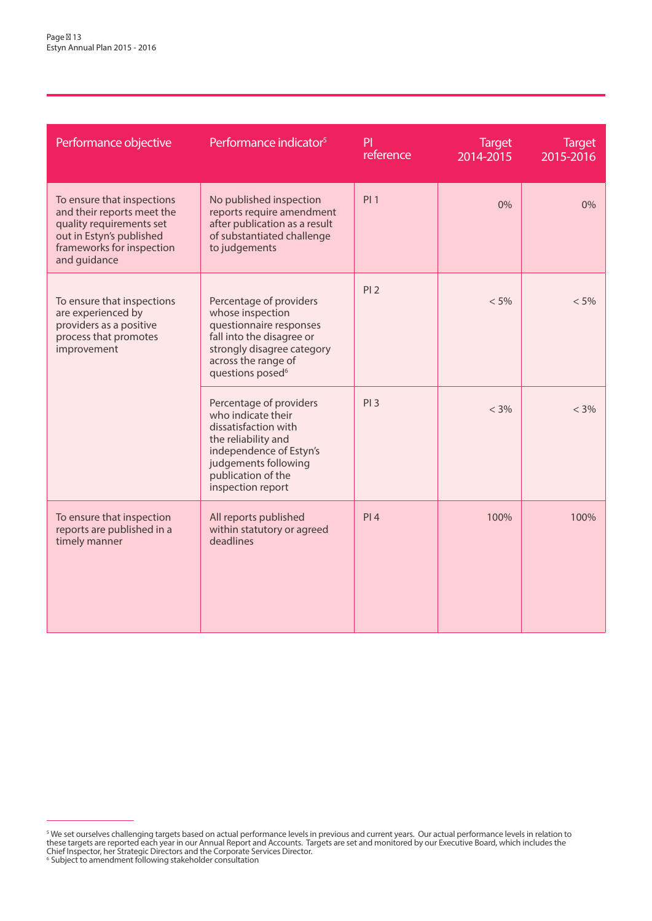| Performance objective | Performance indicator[5] | PI reference | Target 2014-2015 | Target 2015-2016 |
|---|---|---|---|---|
| To ensure that inspections and their reports meet the quality requirements set out in Estyn's published frameworks for inspection and guidance | No published inspection reports require amendment after publication as a result of substantiated challenge to judgements | PI 1 | 0% | 0% |
| To ensure that inspections are experienced by providers as a positive process that promotes improvement | Percentage of providers whose inspection questionnaire responses fall into the disagree or strongly disagree category across the range of questions posed[6] | PI 2 | < 5% | < 5% |
| | Percentage of providers who indicate their dissatisfaction with the reliability and independence of Estyn's judgements following publication of the inspection report | PI 3 | < 3% | < 3% |
| To ensure that inspection reports are published in a timely manner | All reports published within statutory or agreed deadlines | PI 4 | 100% | 100% |

[5] We set ourselves challenging targets based on actual performance levels in previous and current years. Our actual performance levels in relation to these targets are reported each year in our Annual Report and Accounts. Targets are set and monitored by our Executive Board, which includes the Chief Inspector, her Strategic Directors and the Corporate Services Director.

[6] Subject to amendment following stakeholder consultation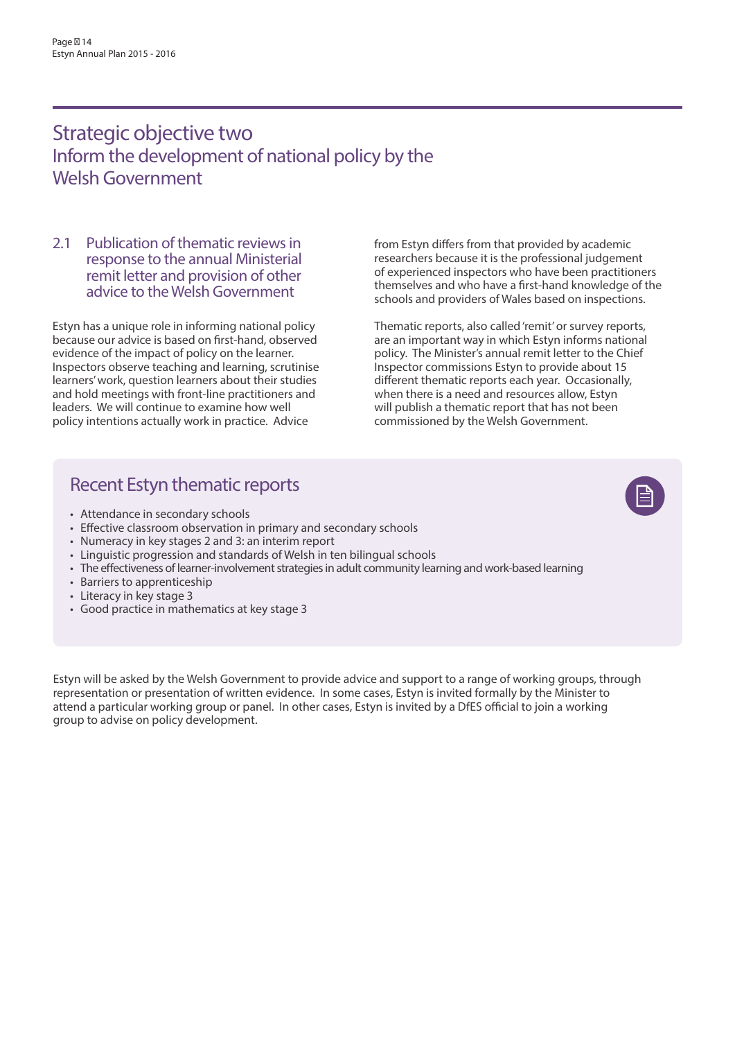# Strategic objective two
## Inform the development of national policy by the Welsh Government

### 2.1 Publication of thematic reviews in response to the annual Ministerial remit letter and provision of other advice to the Welsh Government

Estyn has a unique role in informing national policy because our advice is based on first-hand, observed evidence of the impact of policy on the learner. Inspectors observe teaching and learning, scrutinise learners' work, question learners about their studies and hold meetings with front-line practitioners and leaders. We will continue to examine how well policy intentions actually work in practice. Advice from Estyn differs from that provided by academic researchers because it is the professional judgement of experienced inspectors who have been practitioners themselves and who have a first-hand knowledge of the schools and providers of Wales based on inspections.

Thematic reports, also called 'remit' or survey reports, are an important way in which Estyn informs national policy. The Minister's annual remit letter to the Chief Inspector commissions Estyn to provide about 15 different thematic reports each year. Occasionally, when there is a need and resources allow, Estyn will publish a thematic report that has not been commissioned by the Welsh Government.

### Recent Estyn thematic reports

- Attendance in secondary schools
- Effective classroom observation in primary and secondary schools
- Numeracy in key stages 2 and 3: an interim report
- Linguistic progression and standards of Welsh in ten bilingual schools
- The effectiveness of learner-involvement strategies in adult community learning and work-based learning
- Barriers to apprenticeship
- Literacy in key stage 3
- Good practice in mathematics at key stage 3

Estyn will be asked by the Welsh Government to provide advice and support to a range of working groups, through representation or presentation of written evidence. In some cases, Estyn is invited formally by the Minister to attend a particular working group or panel. In other cases, Estyn is invited by a DfES official to join a working group to advise on policy development.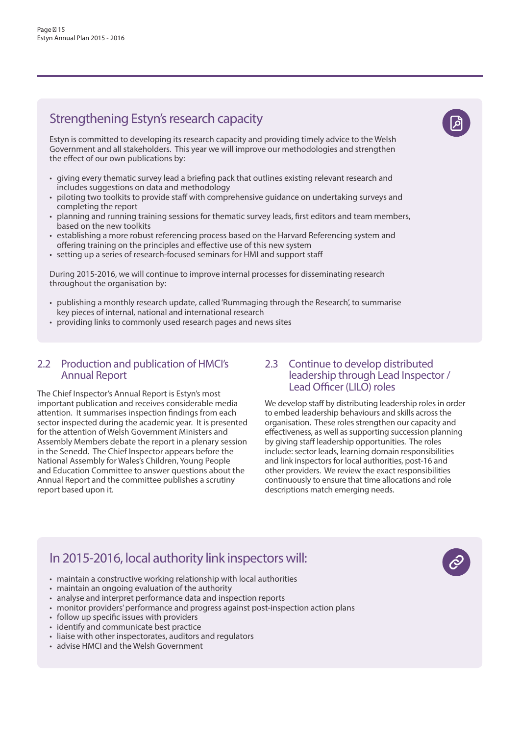## Strengthening Estyn's research capacity

Estyn is committed to developing its research capacity and providing timely advice to the Welsh Government and all stakeholders. This year we will improve our methodologies and strengthen the effect of our own publications by:

- giving every thematic survey lead a briefing pack that outlines existing relevant research and includes suggestions on data and methodology
- piloting two toolkits to provide staff with comprehensive guidance on undertaking surveys and completing the report
- planning and running training sessions for thematic survey leads, first editors and team members, based on the new toolkits
- establishing a more robust referencing process based on the Harvard Referencing system and offering training on the principles and effective use of this new system
- setting up a series of research-focused seminars for HMI and support staff

During 2015-2016, we will continue to improve internal processes for disseminating research throughout the organisation by:

- publishing a monthly research update, called 'Rummaging through the Research', to summarise key pieces of internal, national and international research
- providing links to commonly used research pages and news sites

## 2.2 Production and publication of HMCI's Annual Report

The Chief Inspector's Annual Report is Estyn's most important publication and receives considerable media attention. It summarises inspection findings from each sector inspected during the academic year. It is presented for the attention of Welsh Government Ministers and Assembly Members debate the report in a plenary session in the Senedd. The Chief Inspector appears before the National Assembly for Wales's Children, Young People and Education Committee to answer questions about the Annual Report and the committee publishes a scrutiny report based upon it.

## 2.3 Continue to develop distributed leadership through Lead Inspector / Lead Officer (LILO) roles

We develop staff by distributing leadership roles in order to embed leadership behaviours and skills across the organisation. These roles strengthen our capacity and effectiveness, as well as supporting succession planning by giving staff leadership opportunities. The roles include: sector leads, learning domain responsibilities and link inspectors for local authorities, post-16 and other providers. We review the exact responsibilities continuously to ensure that time allocations and role descriptions match emerging needs.

## In 2015-2016, local authority link inspectors will:

- maintain a constructive working relationship with local authorities
- maintain an ongoing evaluation of the authority
- analyse and interpret performance data and inspection reports
- monitor providers' performance and progress against post-inspection action plans
- follow up specific issues with providers
- identify and communicate best practice
- liaise with other inspectorates, auditors and regulators
- advise HMCI and the Welsh Government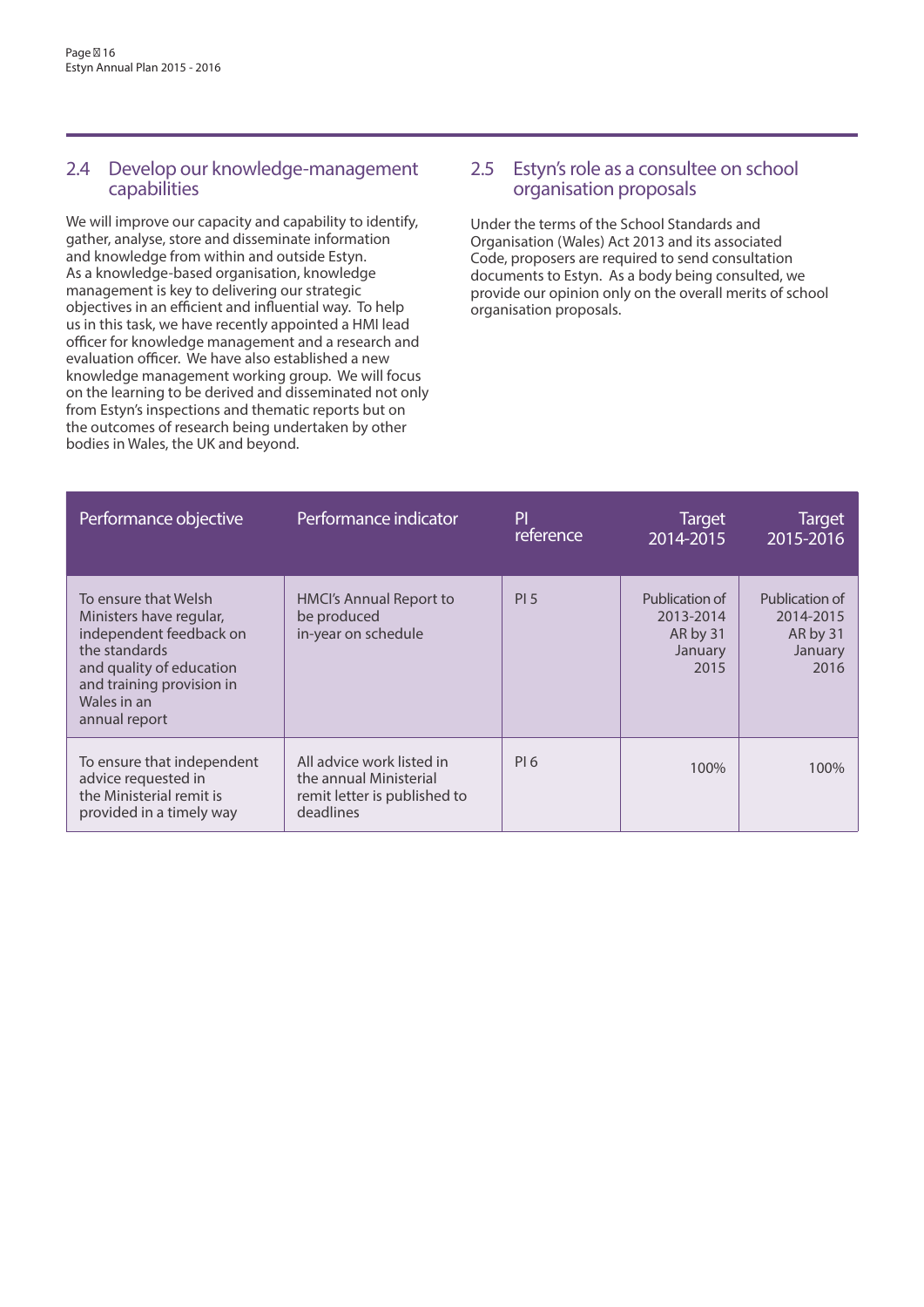## 2.4 Develop our knowledge-management capabilities

We will improve our capacity and capability to identify, gather, analyse, store and disseminate information and knowledge from within and outside Estyn. As a knowledge-based organisation, knowledge management is key to delivering our strategic objectives in an efficient and influential way. To help us in this task, we have recently appointed a HMI lead officer for knowledge management and a research and evaluation officer. We have also established a new knowledge management working group. We will focus on the learning to be derived and disseminated not only from Estyn's inspections and thematic reports but on the outcomes of research being undertaken by other bodies in Wales, the UK and beyond.

## 2.5 Estyn's role as a consultee on school organisation proposals

Under the terms of the School Standards and Organisation (Wales) Act 2013 and its associated Code, proposers are required to send consultation documents to Estyn. As a body being consulted, we provide our opinion only on the overall merits of school organisation proposals.

| Performance objective | Performance indicator | PI reference | Target 2014-2015 | Target 2015-2016 |
|---|---|---|---|---|
| To ensure that Welsh Ministers have regular, independent feedback on the standards and quality of education and training provision in Wales in an annual report | HMCI's Annual Report to be produced in-year on schedule | PI 5 | Publication of 2013-2014 AR by 31 January 2015 | Publication of 2014-2015 AR by 31 January 2016 |
| To ensure that independent advice requested in the Ministerial remit is provided in a timely way | All advice work listed in the annual Ministerial remit letter is published to deadlines | PI 6 | 100% | 100% |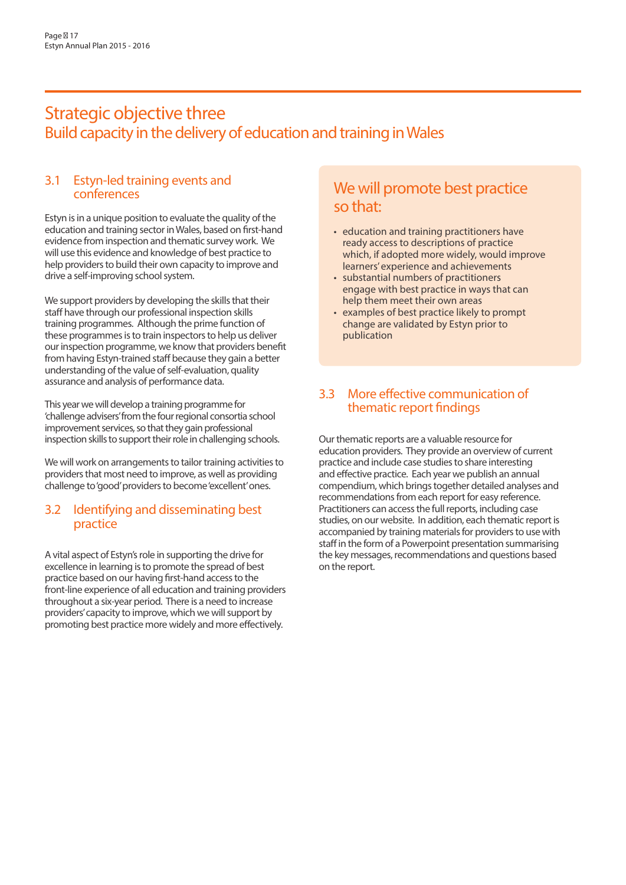# Strategic objective three
## Build capacity in the delivery of education and training in Wales

### 3.1 Estyn-led training events and conferences

Estyn is in a unique position to evaluate the quality of the education and training sector in Wales, based on first-hand evidence from inspection and thematic survey work. We will use this evidence and knowledge of best practice to help providers to build their own capacity to improve and drive a self-improving school system.

We support providers by developing the skills that their staff have through our professional inspection skills training programmes. Although the prime function of these programmes is to train inspectors to help us deliver our inspection programme, we know that providers benefit from having Estyn-trained staff because they gain a better understanding of the value of self-evaluation, quality assurance and analysis of performance data.

This year we will develop a training programme for 'challenge advisers' from the four regional consortia school improvement services, so that they gain professional inspection skills to support their role in challenging schools.

We will work on arrangements to tailor training activities to providers that most need to improve, as well as providing challenge to 'good' providers to become 'excellent' ones.

### 3.2 Identifying and disseminating best practice

A vital aspect of Estyn's role in supporting the drive for excellence in learning is to promote the spread of best practice based on our having first-hand access to the front-line experience of all education and training providers throughout a six-year period. There is a need to increase providers' capacity to improve, which we will support by promoting best practice more widely and more effectively.

### We will promote best practice so that:

- education and training practitioners have ready access to descriptions of practice which, if adopted more widely, would improve learners' experience and achievements
- substantial numbers of practitioners engage with best practice in ways that can help them meet their own areas
- examples of best practice likely to prompt change are validated by Estyn prior to publication

### 3.3 More effective communication of thematic report findings

Our thematic reports are a valuable resource for education providers. They provide an overview of current practice and include case studies to share interesting and effective practice. Each year we publish an annual compendium, which brings together detailed analyses and recommendations from each report for easy reference. Practitioners can access the full reports, including case studies, on our website. In addition, each thematic report is accompanied by training materials for providers to use with staff in the form of a Powerpoint presentation summarising the key messages, recommendations and questions based on the report.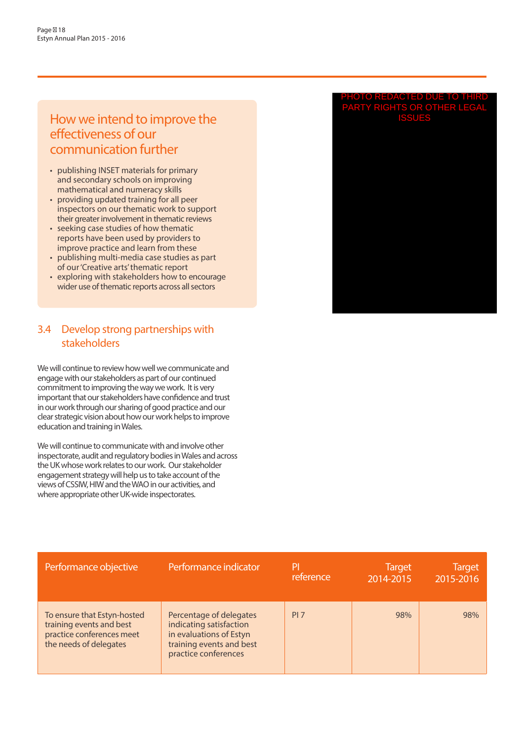## How we intend to improve the effectiveness of our communication further

- publishing INSET materials for primary and secondary schools on improving mathematical and numeracy skills
- providing updated training for all peer inspectors on our thematic work to support their greater involvement in thematic reviews
- seeking case studies of how thematic reports have been used by providers to improve practice and learn from these
- publishing multi-media case studies as part of our 'Creative arts' thematic report
- exploring with stakeholders how to encourage wider use of thematic reports across all sectors

PHOTO REDACTED DUE TO THIRD PARTY RIGHTS OR OTHER LEGAL ISSUES

## 3.4 Develop strong partnerships with stakeholders

We will continue to review how well we communicate and engage with our stakeholders as part of our continued commitment to improving the way we work. It is very important that our stakeholders have confidence and trust in our work through our sharing of good practice and our clear strategic vision about how our work helps to improve education and training in Wales.

We will continue to communicate with and involve other inspectorate, audit and regulatory bodies in Wales and across the UK whose work relates to our work. Our stakeholder engagement strategy will help us to take account of the views of CSSIW, HIW and the WAO in our activities, and where appropriate other UK-wide inspectorates.

| Performance objective | Performance indicator | PI reference | Target 2014-2015 | Target 2015-2016 |
|---|---|---|---|---|
| To ensure that Estyn-hosted training events and best practice conferences meet the needs of delegates | Percentage of delegates indicating satisfaction in evaluations of Estyn training events and best practice conferences | PI 7 | 98% | 98% |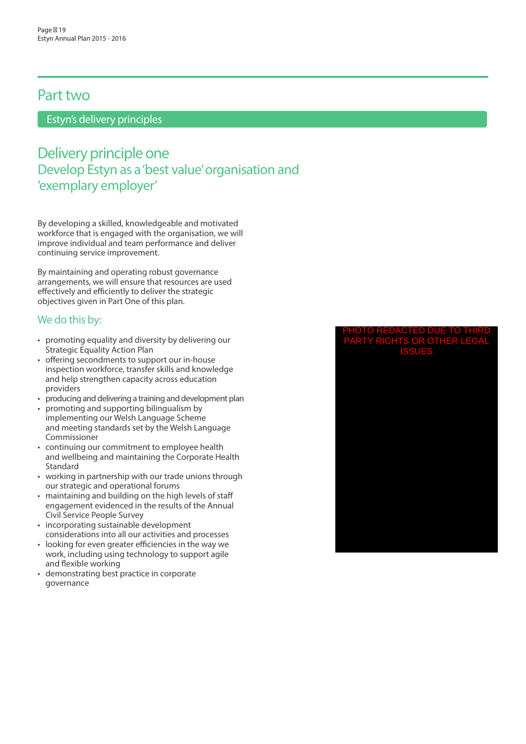# Part two

## Estyn's delivery principles

## Delivery principle one

### Develop Estyn as a 'best value' organisation and 'exemplary employer'

By developing a skilled, knowledgeable and motivated workforce that is engaged with the organisation, we will improve individual and team performance and deliver continuing service improvement.

By maintaining and operating robust governance arrangements, we will ensure that resources are used effectively and efficiently to deliver the strategic objectives given in Part One of this plan.

### We do this by:

- promoting equality and diversity by delivering our Strategic Equality Action Plan
- offering secondments to support our in-house inspection workforce, transfer skills and knowledge and help strengthen capacity across education providers
- producing and delivering a training and development plan
- promoting and supporting bilingualism by implementing our Welsh Language Scheme and meeting standards set by the Welsh Language Commissioner
- continuing our commitment to employee health and wellbeing and maintaining the Corporate Health Standard
- working in partnership with our trade unions through our strategic and operational forums
- maintaining and building on the high levels of staff engagement evidenced in the results of the Annual Civil Service People Survey
- incorporating sustainable development considerations into all our activities and processes
- looking for even greater efficiencies in the way we work, including using technology to support agile and flexible working
- demonstrating best practice in corporate governance

PHOTO REDACTED DUE TO THIRD PARTY RIGHTS OR OTHER LEGAL ISSUES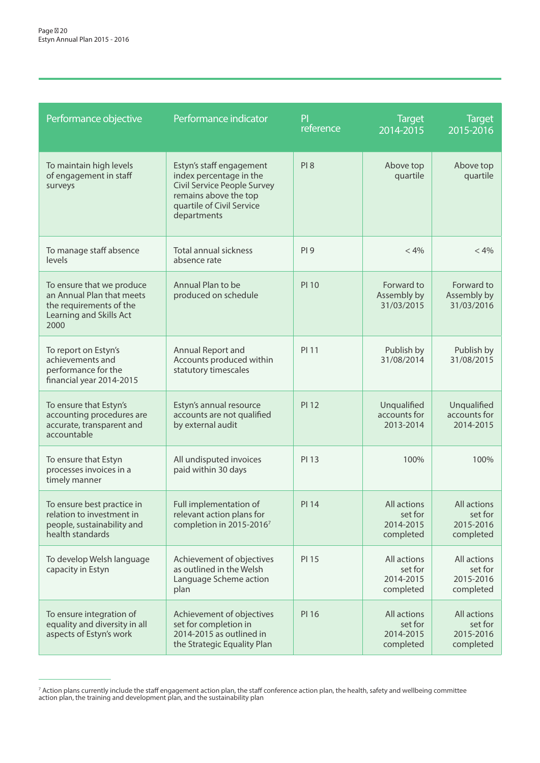| Performance objective | Performance indicator | PI reference | Target 2014-2015 | Target 2015-2016 |
|---|---|---|---|---|
| To maintain high levels of engagement in staff surveys | Estyn's staff engagement index percentage in the Civil Service People Survey remains above the top quartile of Civil Service departments | PI 8 | Above top quartile | Above top quartile |
| To manage staff absence levels | Total annual sickness absence rate | PI 9 | < 4% | < 4% |
| To ensure that we produce an Annual Plan that meets the requirements of the Learning and Skills Act 2000 | Annual Plan to be produced on schedule | PI 10 | Forward to Assembly by 31/03/2015 | Forward to Assembly by 31/03/2016 |
| To report on Estyn's achievements and performance for the financial year 2014-2015 | Annual Report and Accounts produced within statutory timescales | PI 11 | Publish by 31/08/2014 | Publish by 31/08/2015 |
| To ensure that Estyn's accounting procedures are accurate, transparent and accountable | Estyn's annual resource accounts are not qualified by external audit | PI 12 | Unqualified accounts for 2013-2014 | Unqualified accounts for 2014-2015 |
| To ensure that Estyn processes invoices in a timely manner | All undisputed invoices paid within 30 days | PI 13 | 100% | 100% |
| To ensure best practice in relation to investment in people, sustainability and health standards | Full implementation of relevant action plans for completion in 2015-2016[7] | PI 14 | All actions set for 2014-2015 completed | All actions set for 2015-2016 completed |
| To develop Welsh language capacity in Estyn | Achievement of objectives as outlined in the Welsh Language Scheme action plan | PI 15 | All actions set for 2014-2015 completed | All actions set for 2015-2016 completed |
| To ensure integration of equality and diversity in all aspects of Estyn's work | Achievement of objectives set for completion in 2014-2015 as outlined in the Strategic Equality Plan | PI 16 | All actions set for 2014-2015 completed | All actions set for 2015-2016 completed |

[7] Action plans currently include the staff engagement action plan, the staff conference action plan, the health, safety and wellbeing committee action plan, the training and development plan, and the sustainability plan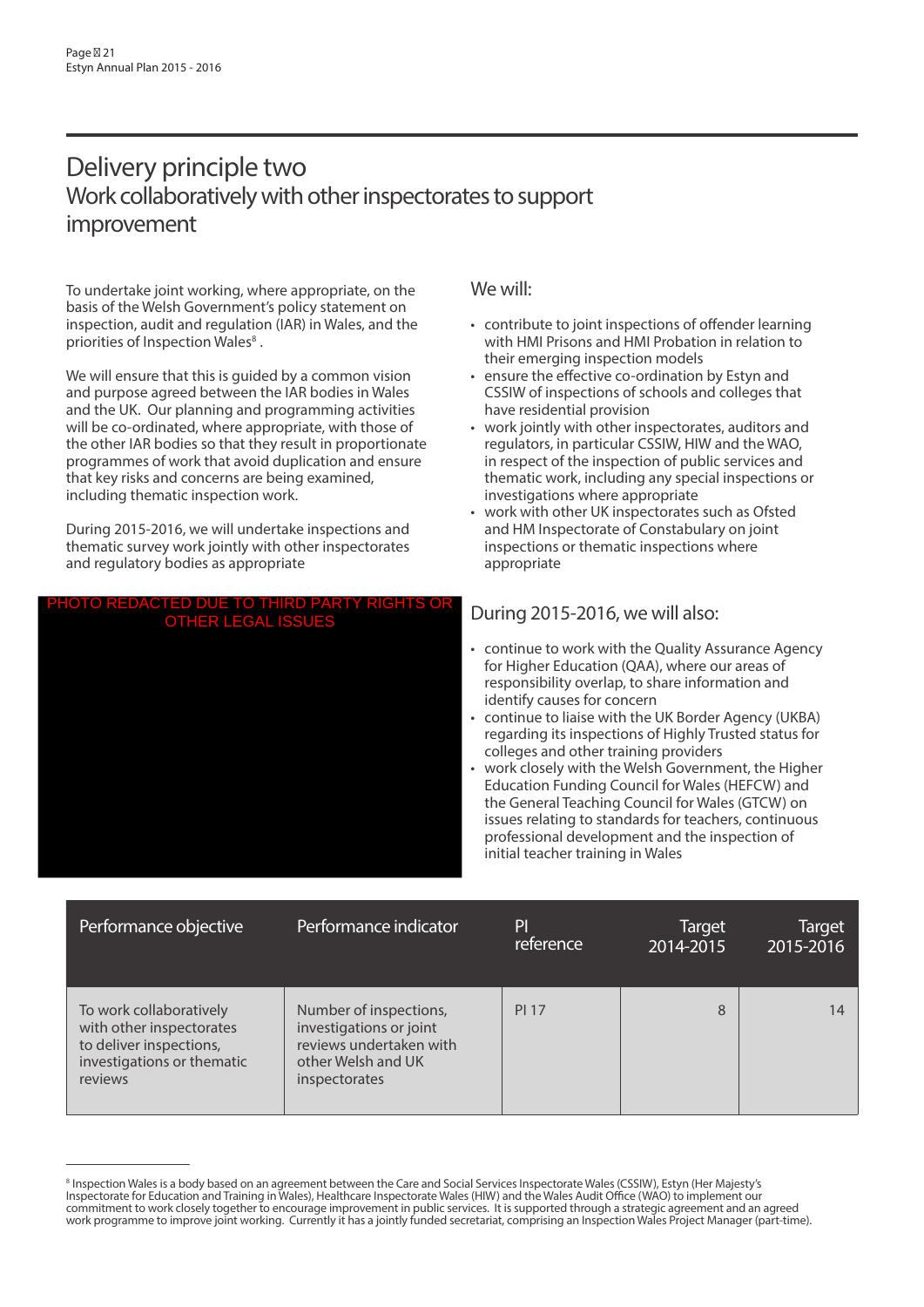# Delivery principle two
## Work collaboratively with other inspectorates to support improvement

To undertake joint working, where appropriate, on the basis of the Welsh Government's policy statement on inspection, audit and regulation (IAR) in Wales, and the priorities of Inspection Wales[8] .

We will ensure that this is guided by a common vision and purpose agreed between the IAR bodies in Wales and the UK. Our planning and programming activities will be co-ordinated, where appropriate, with those of the other IAR bodies so that they result in proportionate programmes of work that avoid duplication and ensure that key risks and concerns are being examined, including thematic inspection work.

During 2015-2016, we will undertake inspections and thematic survey work jointly with other inspectorates and regulatory bodies as appropriate

PHOTO REDACTED DUE TO THIRD PARTY RIGHTS OR OTHER LEGAL ISSUES

### We will:

- contribute to joint inspections of offender learning with HMI Prisons and HMI Probation in relation to their emerging inspection models
- ensure the effective co-ordination by Estyn and CSSIW of inspections of schools and colleges that have residential provision
- work jointly with other inspectorates, auditors and regulators, in particular CSSIW, HIW and the WAO, in respect of the inspection of public services and thematic work, including any special inspections or investigations where appropriate
- work with other UK inspectorates such as Ofsted and HM Inspectorate of Constabulary on joint inspections or thematic inspections where appropriate

### During 2015-2016, we will also:

- continue to work with the Quality Assurance Agency for Higher Education (QAA), where our areas of responsibility overlap, to share information and identify causes for concern
- continue to liaise with the UK Border Agency (UKBA) regarding its inspections of Highly Trusted status for colleges and other training providers
- work closely with the Welsh Government, the Higher Education Funding Council for Wales (HEFCW) and the General Teaching Council for Wales (GTCW) on issues relating to standards for teachers, continuous professional development and the inspection of initial teacher training in Wales

| Performance objective | Performance indicator | PI reference | Target 2014-2015 | Target 2015-2016 |
|---|---|---|---|---|
| To work collaboratively with other inspectorates to deliver inspections, investigations or thematic reviews | Number of inspections, investigations or joint reviews undertaken with other Welsh and UK inspectorates | PI 17 | 8 | 14 |

[8] Inspection Wales is a body based on an agreement between the Care and Social Services Inspectorate Wales (CSSIW), Estyn (Her Majesty's Inspectorate for Education and Training in Wales), Healthcare Inspectorate Wales (HIW) and the Wales Audit Office (WAO) to implement our commitment to work closely together to encourage improvement in public services. It is supported through a strategic agreement and an agreed work programme to improve joint working. Currently it has a jointly funded secretariat, comprising an Inspection Wales Project Manager (part-time).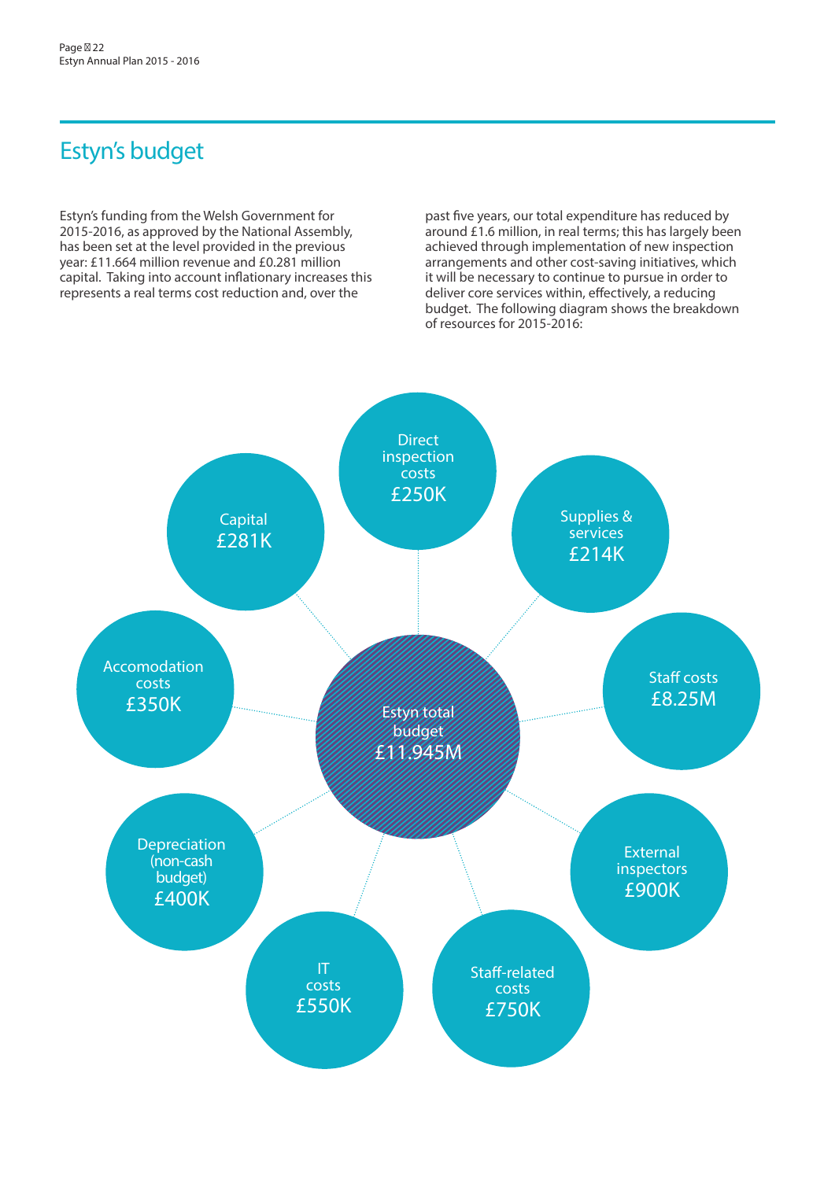## Estyn's budget

Estyn's funding from the Welsh Government for 2015-2016, as approved by the National Assembly, has been set at the level provided in the previous year: £11.664 million revenue and £0.281 million capital. Taking into account inflationary increases this represents a real terms cost reduction and, over the past five years, our total expenditure has reduced by around £1.6 million, in real terms; this has largely been achieved through implementation of new inspection arrangements and other cost-saving initiatives, which it will be necessary to continue to pursue in order to deliver core services within, effectively, a reducing budget. The following diagram shows the breakdown of resources for 2015-2016:

Estyn total budget £11.945M

- Direct inspection costs £250K
- Supplies & services £214K
- Staff costs £8.25M
- External inspectors £900K
- Staff-related costs £750K
- IT costs £550K
- Depreciation (non-cash budget) £400K
- Accomodation costs £350K
- Capital £281K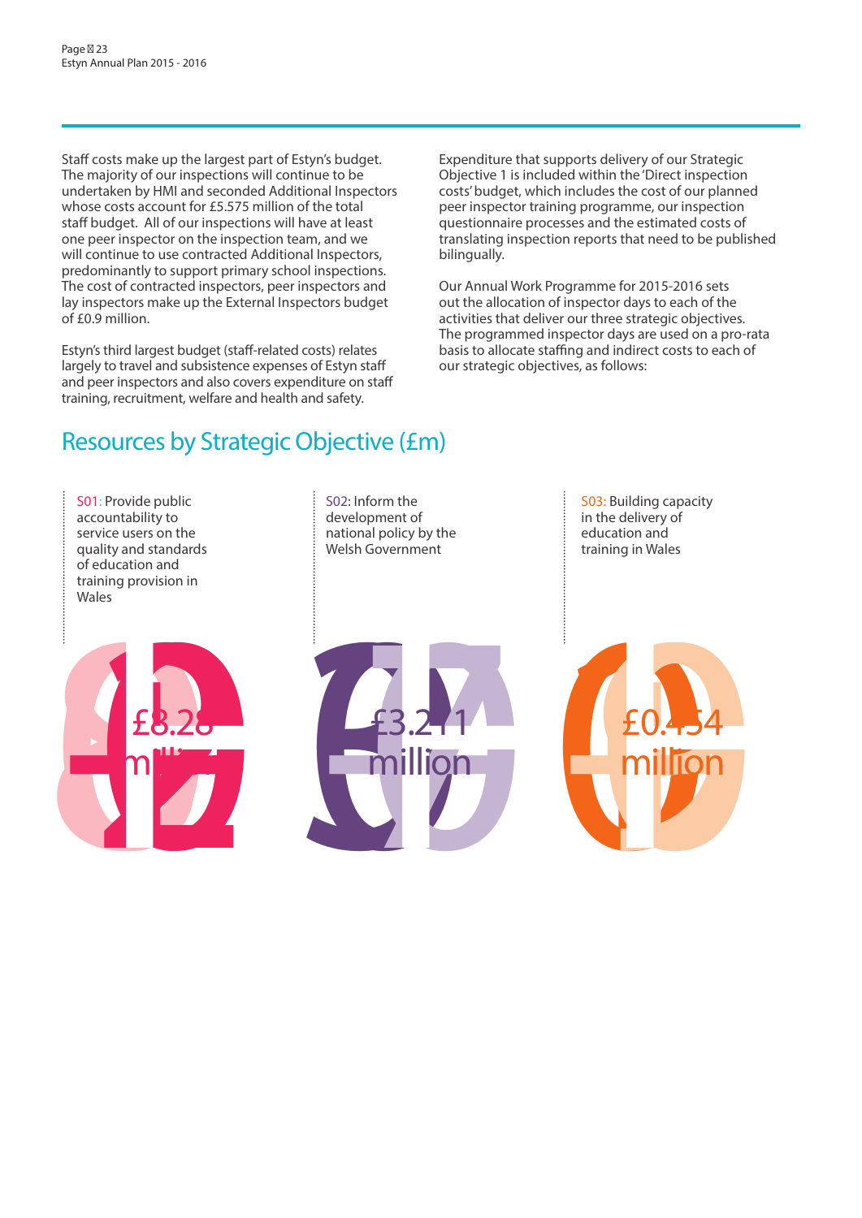Staff costs make up the largest part of Estyn's budget. The majority of our inspections will continue to be undertaken by HMI and seconded Additional Inspectors whose costs account for £5.575 million of the total staff budget. All of our inspections will have at least one peer inspector on the inspection team, and we will continue to use contracted Additional Inspectors, predominantly to support primary school inspections. The cost of contracted inspectors, peer inspectors and lay inspectors make up the External Inspectors budget of £0.9 million.

Estyn's third largest budget (staff-related costs) relates largely to travel and subsistence expenses of Estyn staff and peer inspectors and also covers expenditure on staff training, recruitment, welfare and health and safety.

Expenditure that supports delivery of our Strategic Objective 1 is included within the 'Direct inspection costs' budget, which includes the cost of our planned peer inspector training programme, our inspection questionnaire processes and the estimated costs of translating inspection reports that need to be published bilingually.

Our Annual Work Programme for 2015-2016 sets out the allocation of inspector days to each of the activities that deliver our three strategic objectives. The programmed inspector days are used on a pro-rata basis to allocate staffing and indirect costs to each of our strategic objectives, as follows:

## Resources by Strategic Objective (£m)

S01: Provide public accountability to service users on the quality and standards of education and training provision in Wales

£8.28 million

S02: Inform the development of national policy by the Welsh Government

£3.211 million

S03: Building capacity in the delivery of education and training in Wales

£0.454 million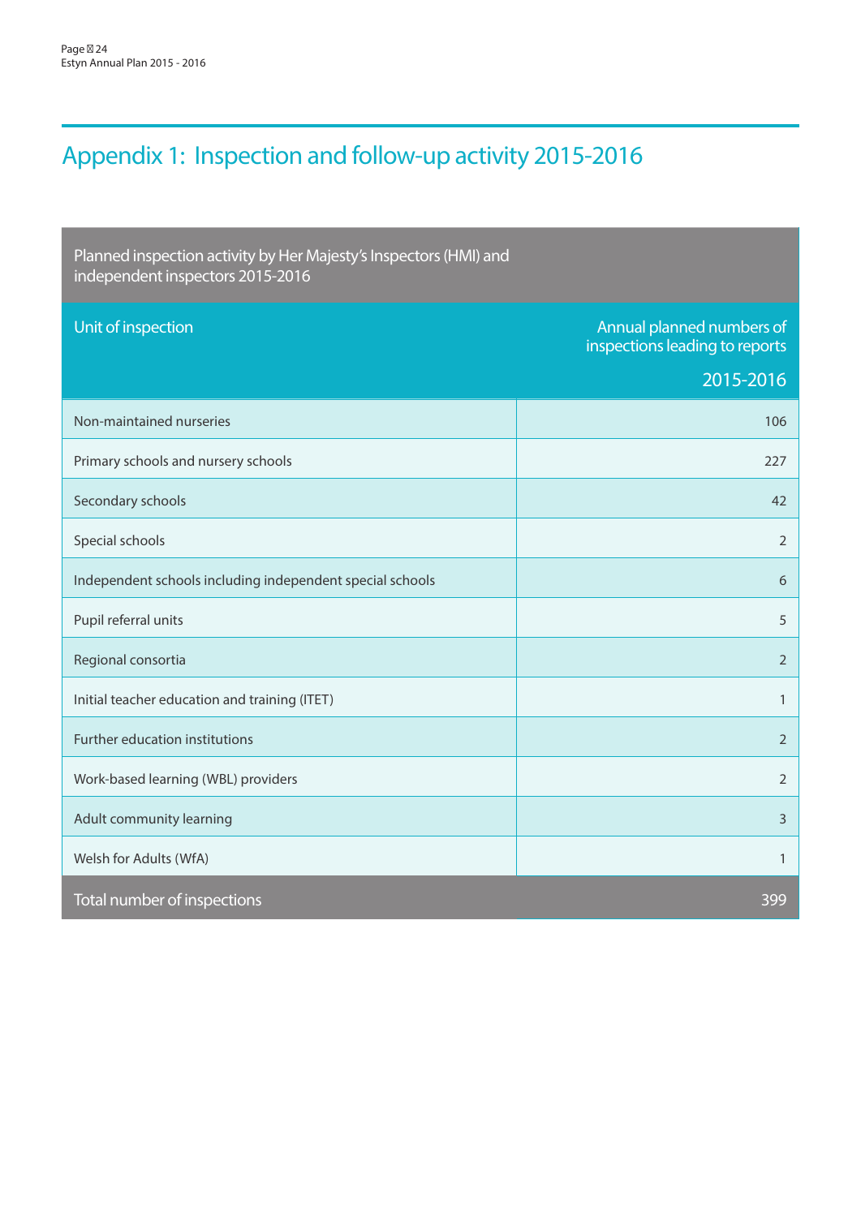# Appendix 1: Inquiry and follow-up activity 2015-2016

| Planned inspection activity by Her Majesty's Inspectors (HMI) and independent inspectors 2015-2016 | |
|---|---|
| Unit of inspection | Annual planned numbers of inspections leading to reports 2015-2016 |
| Non-maintained nurseries | 106 |
| Primary schools and nursery schools | 227 |
| Secondary schools | 42 |
| Special schools | 2 |
| Independent schools including independent special schools | 6 |
| Pupil referral units | 5 |
| Regional consortia | 2 |
| Initial teacher education and training (ITET) | 1 |
| Further education institutions | 2 |
| Work-based learning (WBL) providers | 2 |
| Adult community learning | 3 |
| Welsh for Adults (WfA) | 1 |
| Total number of inspections | 399 |

# Appendix 1: Inspection and follow-up activity 2015-2016

| Planned inspection activity by Her Majesty's Inspectors (HMI) and independent inspectors 2015-2016 | |
|---|---|
| Unit of inspection | Annual planned numbers of inspections leading to reports 2015-2016 |
| Non-maintained nurseries | 106 |
| Primary schools and nursery schools | 227 |
| Secondary schools | 42 |
| Special schools | 2 |
| Independent schools including independent special schools | 6 |
| Pupil referral units | 5 |
| Regional consortia | 2 |
| Initial teacher education and training (ITET) | 1 |
| Further education institutions | 2 |
| Work-based learning (WBL) providers | 2 |
| Adult community learning | 3 |
| Welsh for Adults (WfA) | 1 |
| Total number of inspections | 399 |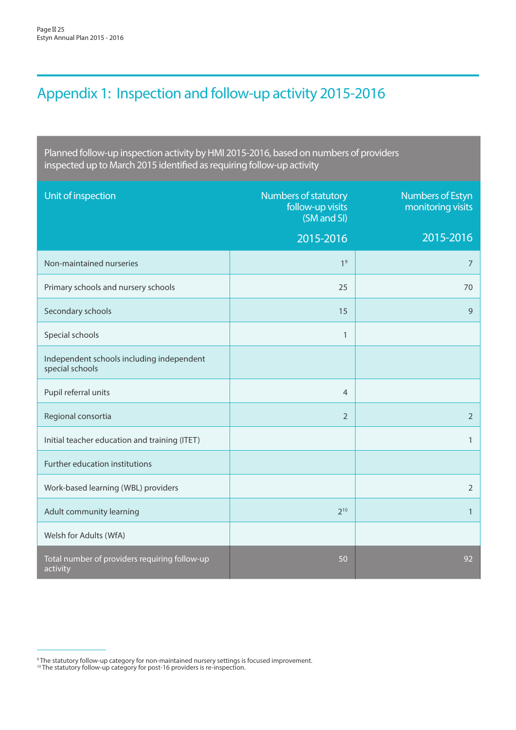# Appendix 1: Inclusion and follow-up activity 2015-2016

Planned follow-up inspection activity by HMI 2015-2016, based on numbers of providers inspected up to March 2015 identified as requiring follow-up activity

| Unit of inspection | Numbers of statutory follow-up visits (SM and SI) 2015-2016 | Numbers of Estyn monitoring visits 2015-2016 |
|---|---|---|
| Non-maintained nurseries | 1[9] | 7 |
| Primary schools and nursery schools | 25 | 70 |
| Secondary schools | 15 | 9 |
| Special schools | 1 | |
| Independent schools including independent special schools | | |
| Pupil referral units | 4 | |
| Regional consortia | 2 | 2 |
| Initial teacher education and training (ITET) | | 1 |
| Further education institutions | | |
| Work-based learning (WBL) providers | | 2 |
| Adult community learning | 2[10] | 1 |
| Welsh for Adults (WfA) | | |
| Total number of providers requiring follow-up activity | 50 | 92 |

[9] The statutory follow-up category for non-maintained nursery settings is focused improvement.
[10] The statutory follow-up category for post-16 providers is re-inspection.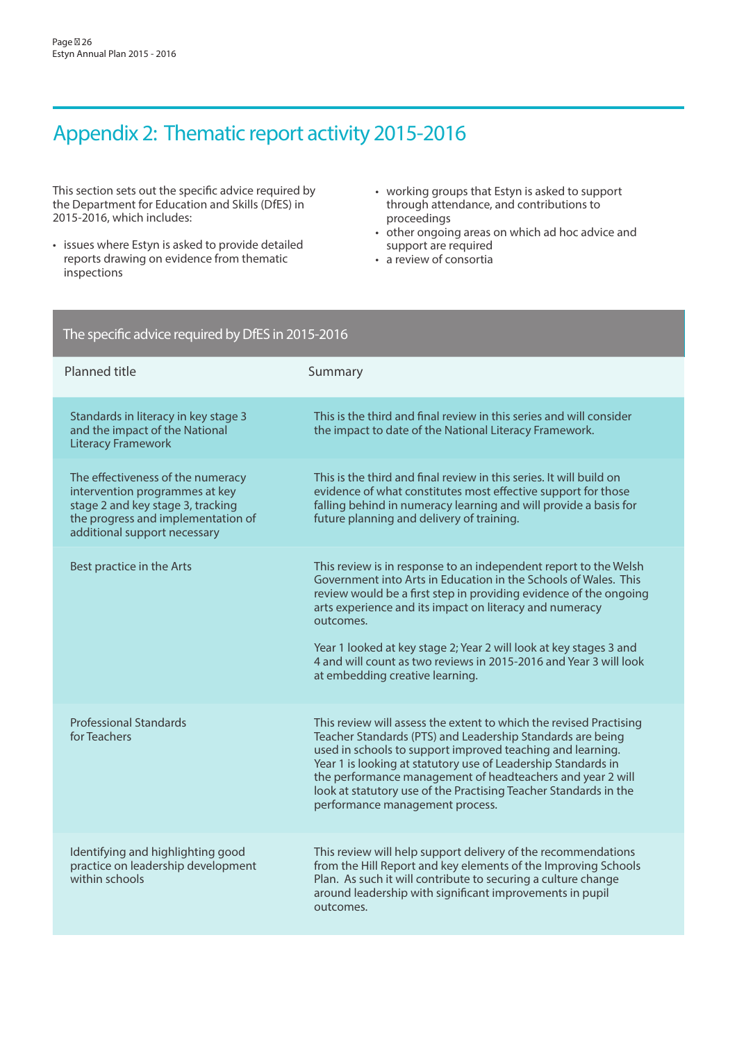# Appendix 2: Thematic report activity 2015-2016

This section sets out the specific advice required by the Department for Education and Skills (DfES) in 2015-2016, which includes:

- issues where Estyn is asked to provide detailed reports drawing on evidence from thematic inspections
- working groups that Estyn is asked to support through attendance, and contributions to proceedings
- other ongoing areas on which ad hoc advice and support are required
- a review of consortia

| The specific advice required by DfES in 2015-2016 | |
|---|---|
| Planned title | Summary |
| Standards in literacy in key stage 3 and the impact of the National Literacy Framework | This is the third and final review in this series and will consider the impact to date of the National Literacy Framework. |
| The effectiveness of the numeracy intervention programmes at key stage 2 and key stage 3, tracking the progress and implementation of additional support necessary | This is the third and final review in this series. It will build on evidence of what constitutes most effective support for those falling behind in numeracy learning and will provide a basis for future planning and delivery of training. |
| Best practice in the Arts | This review is in response to an independent report to the Welsh Government into Arts in Education in the Schools of Wales. This review would be a first step in providing evidence of the ongoing arts experience and its impact on literacy and numeracy outcomes.<br><br>Year 1 looked at key stage 2; Year 2 will look at key stages 3 and 4 and will count as two reviews in 2015-2016 and Year 3 will look at embedding creative learning. |
| Professional Standards for Teachers | This review will assess the extent to which the revised Practising Teacher Standards (PTS) and Leadership Standards are being used in schools to support improved teaching and learning. Year 1 is looking at statutory use of Leadership Standards in the performance management of headteachers and year 2 will look at statutory use of the Practising Teacher Standards in the performance management process. |
| Identifying and highlighting good practice on leadership development within schools | This review will help support delivery of the recommendations from the Hill Report and key elements of the Improving Schools Plan. As such it will contribute to securing a culture change around leadership with significant improvements in pupil outcomes. |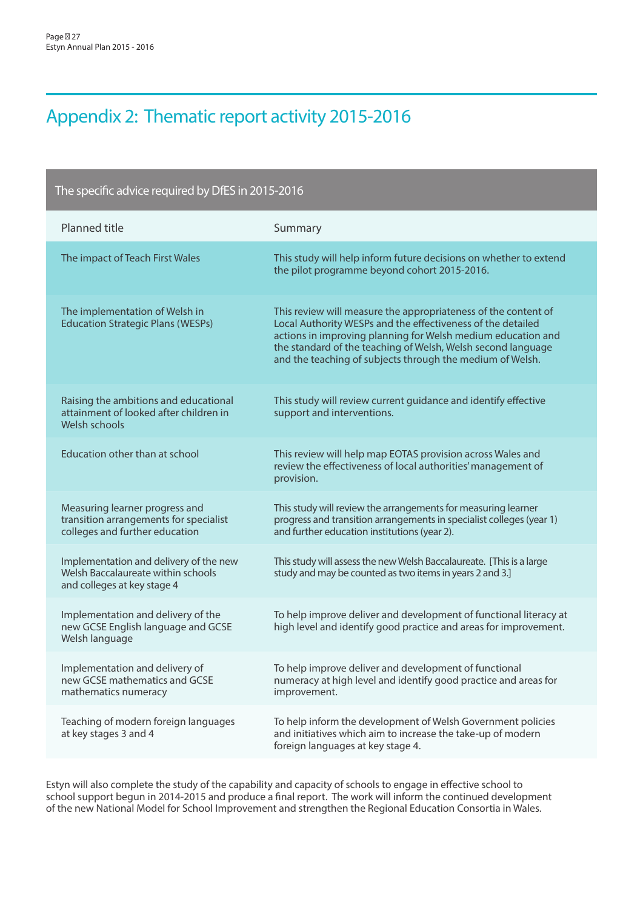# Appendix 2: Thematic report activity 2015-2016

| The specific advice required by DfES in 2015-2016 | |
|---|---|
| Planned title | Summary |
| The impact of Teach First Wales | This study will help inform future decisions on whether to extend the pilot programme beyond cohort 2015-2016. |
| The implementation of Welsh in Education Strategic Plans (WESPs) | This review will measure the appropriateness of the content of Local Authority WESPs and the effectiveness of the detailed actions in improving planning for Welsh medium education and the standard of the teaching of Welsh, Welsh second language and the teaching of subjects through the medium of Welsh. |
| Raising the ambitions and educational attainment of looked after children in Welsh schools | This study will review current guidance and identify effective support and interventions. |
| Education other than at school | This review will help map EOTAS provision across Wales and review the effectiveness of local authorities' management of provision. |
| Measuring learner progress and transition arrangements for specialist colleges and further education | This study will review the arrangements for measuring learner progress and transition arrangements in specialist colleges (year 1) and further education institutions (year 2). |
| Implementation and delivery of the new Welsh Baccalaureate within schools and colleges at key stage 4 | This study will assess the new Welsh Baccalaureate. [This is a large study and may be counted as two items in years 2 and 3.] |
| Implementation and delivery of the new GCSE English language and GCSE Welsh language | To help improve deliver and development of functional literacy at high level and identify good practice and areas for improvement. |
| Implementation and delivery of new GCSE mathematics and GCSE mathematics numeracy | To help improve deliver and development of functional numeracy at high level and identify good practice and areas for improvement. |
| Teaching of modern foreign languages at key stages 3 and 4 | To help inform the development of Welsh Government policies and initiatives which aim to increase the take-up of modern foreign languages at key stage 4. |

Estyn will also complete the study of the capability and capacity of schools to engage in effective school to school support begun in 2014-2015 and produce a final report. The work will inform the continued development of the new National Model for School Improvement and strengthen the Regional Education Consortia in Wales.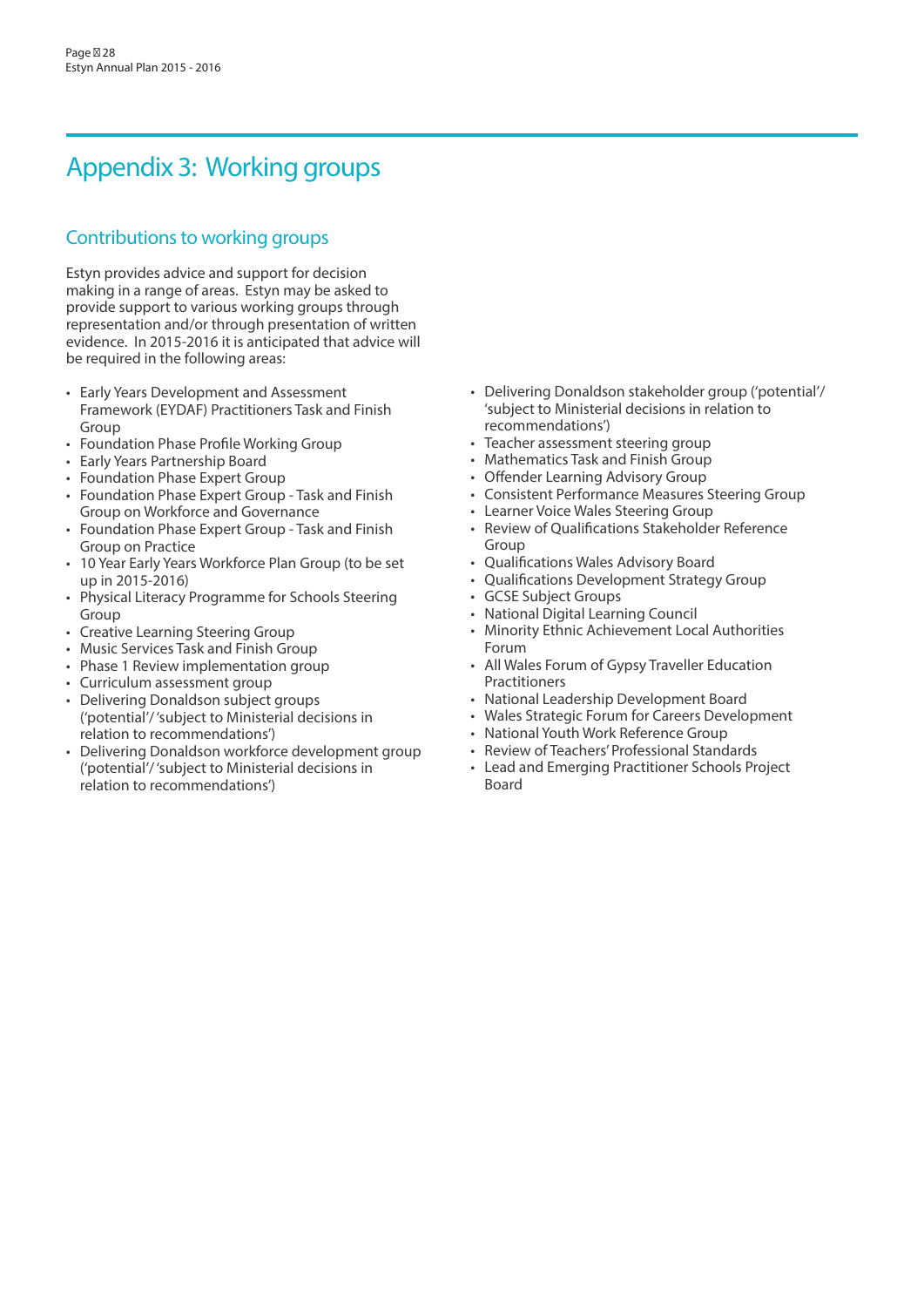# Appendix 3: Working groups

## Contributions to working groups

Estyn provides advice and support for decision making in a range of areas. Estyn may be asked to provide support to various working groups through representation and/or through presentation of written evidence. In 2015-2016 it is anticipated that advice will be required in the following areas:

- Early Years Development and Assessment Framework (EYDAF) Practitioners Task and Finish Group
- Foundation Phase Profile Working Group
- Early Years Partnership Board
- Foundation Phase Expert Group
- Foundation Phase Expert Group - Task and Finish Group on Workforce and Governance
- Foundation Phase Expert Group - Task and Finish Group on Practice
- 10 Year Early Years Workforce Plan Group (to be set up in 2015-2016)
- Physical Literacy Programme for Schools Steering Group
- Creative Learning Steering Group
- Music Services Task and Finish Group
- Phase 1 Review implementation group
- Curriculum assessment group
- Delivering Donaldson subject groups ('potential'/ 'subject to Ministerial decisions in relation to recommendations')
- Delivering Donaldson workforce development group ('potential'/ 'subject to Ministerial decisions in relation to recommendations')
- Delivering Donaldson stakeholder group ('potential'/ 'subject to Ministerial decisions in relation to recommendations')
- Teacher assessment steering group
- Mathematics Task and Finish Group
- Offender Learning Advisory Group
- Consistent Performance Measures Steering Group
- Learner Voice Wales Steering Group
- Review of Qualifications Stakeholder Reference Group
- Qualifications Wales Advisory Board
- Qualifications Development Strategy Group
- GCSE Subject Groups
- National Digital Learning Council
- Minority Ethnic Achievement Local Authorities Forum
- All Wales Forum of Gypsy Traveller Education Practitioners
- National Leadership Development Board
- Wales Strategic Forum for Careers Development
- National Youth Work Reference Group
- Review of Teachers' Professional Standards
- Lead and Emerging Practitioner Schools Project Board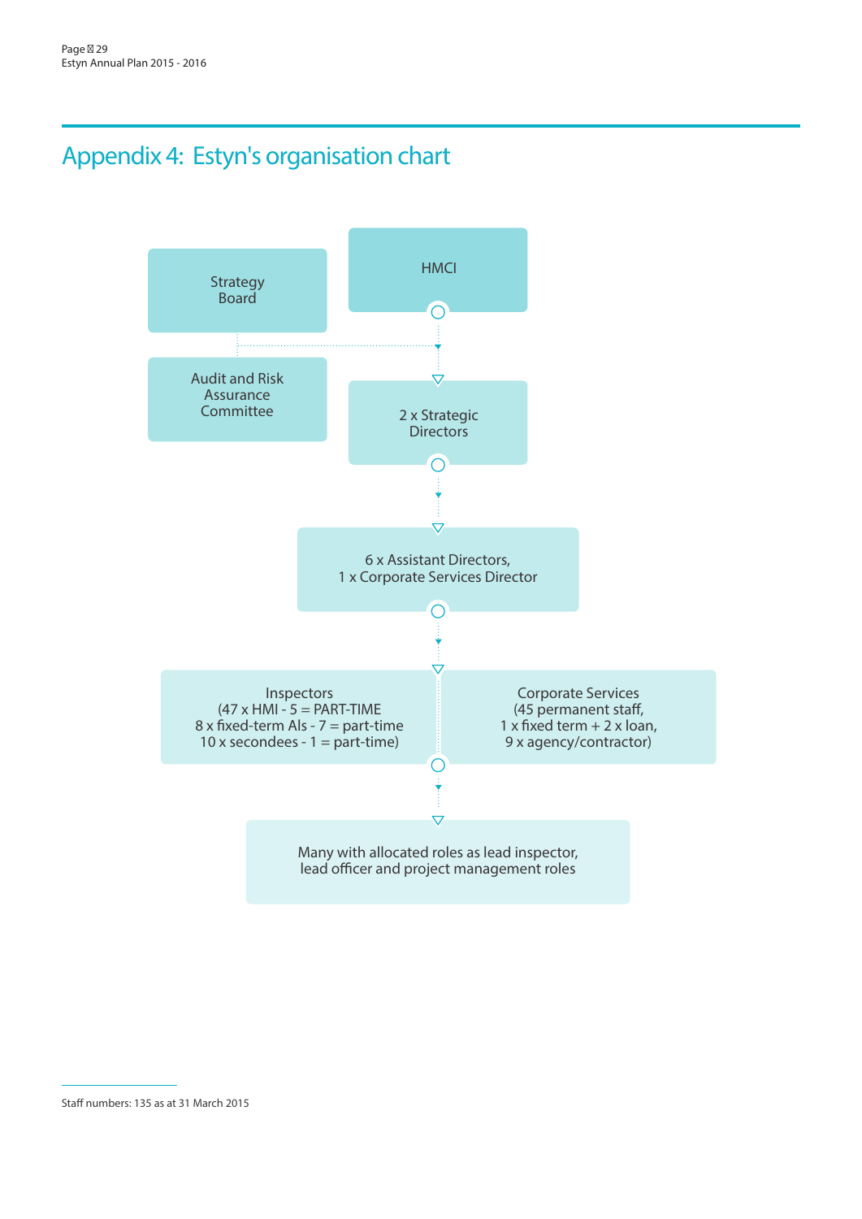## Appendix 4: Estyn's organisation chart

Strategy Board

HMCI

Audit and Risk Assurance Committee

2 x Strategic Directors

6 x Assistant Directors,
1 x Corporate Services Director

Inspectors
(47 x HMI - 5 = PART-TIME
8 x fixed-term AIs - 7 = part-time
10 x secondees - 1 = part-time)

Corporate Services
(45 permanent staff,
1 x fixed term + 2 x loan,
9 x agency/contractor)

Many with allocated roles as lead inspector, lead officer and project management roles

---

Staff numbers: 135 as at 31 March 2015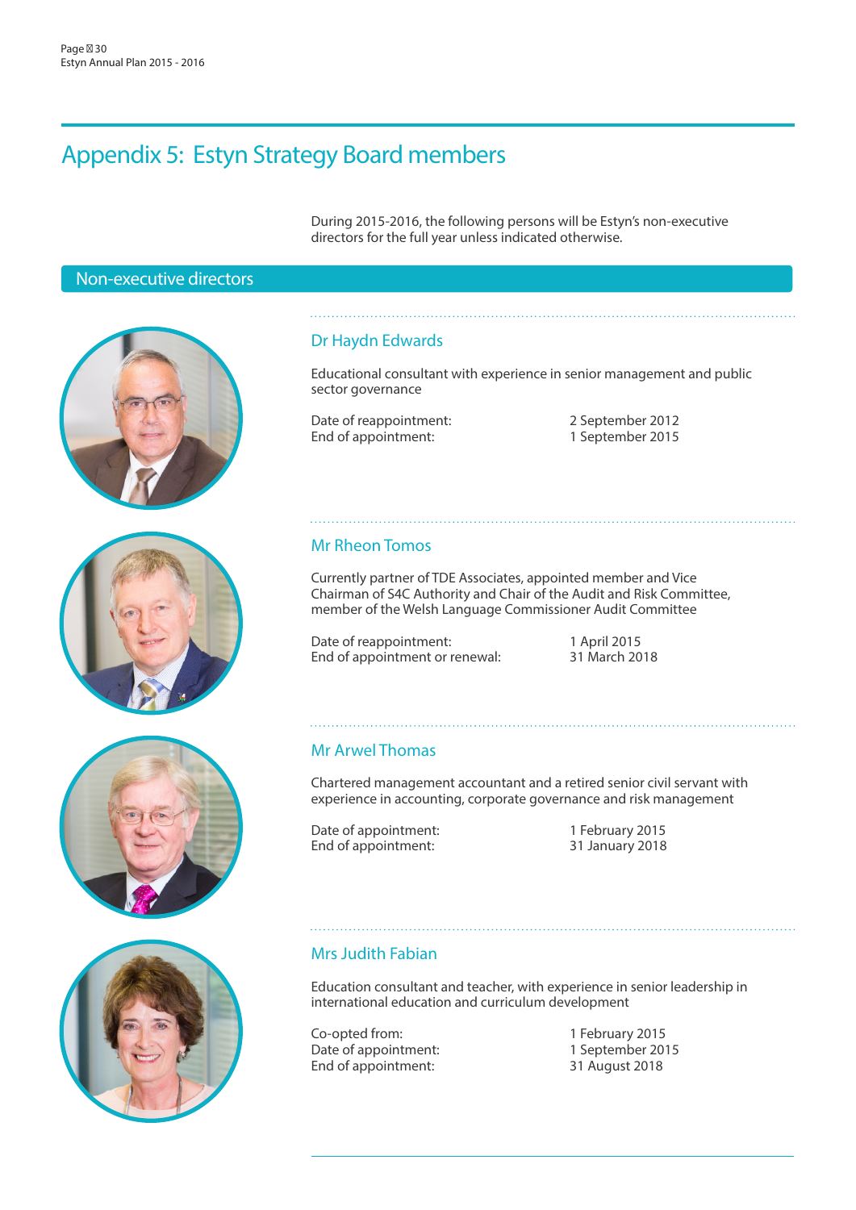# Appendix 5: Estyn Strategy Board members

During 2015-2016, the following persons will be Estyn's non-executive directors for the full year unless indicated otherwise.

## Non-executive directors

### Dr Haydn Edwards

Educational consultant with experience in senior management and public sector governance

| | |
|---|---|
| Date of reappointment: | 2 September 2012 |
| End of appointment: | 1 September 2015 |

### Mr Rheon Tomos

Currently partner of TDE Associates, appointed member and Vice Chairman of S4C Authority and Chair of the Audit and Risk Committee, member of the Welsh Language Commissioner Audit Committee

| | |
|---|---|
| Date of reappointment: | 1 April 2015 |
| End of appointment or renewal: | 31 March 2018 |

### Mr Arwel Thomas

Chartered management accountant and a retired senior civil servant with experience in accounting, corporate governance and risk management

| | |
|---|---|
| Date of appointment: | 1 February 2015 |
| End of appointment: | 31 January 2018 |

### Mrs Judith Fabian

Education consultant and teacher, with experience in senior leadership in international education and curriculum development

| | |
|---|---|
| Co-opted from: | 1 February 2015 |
| Date of appointment: | 1 September 2015 |
| End of appointment: | 31 August 2018 |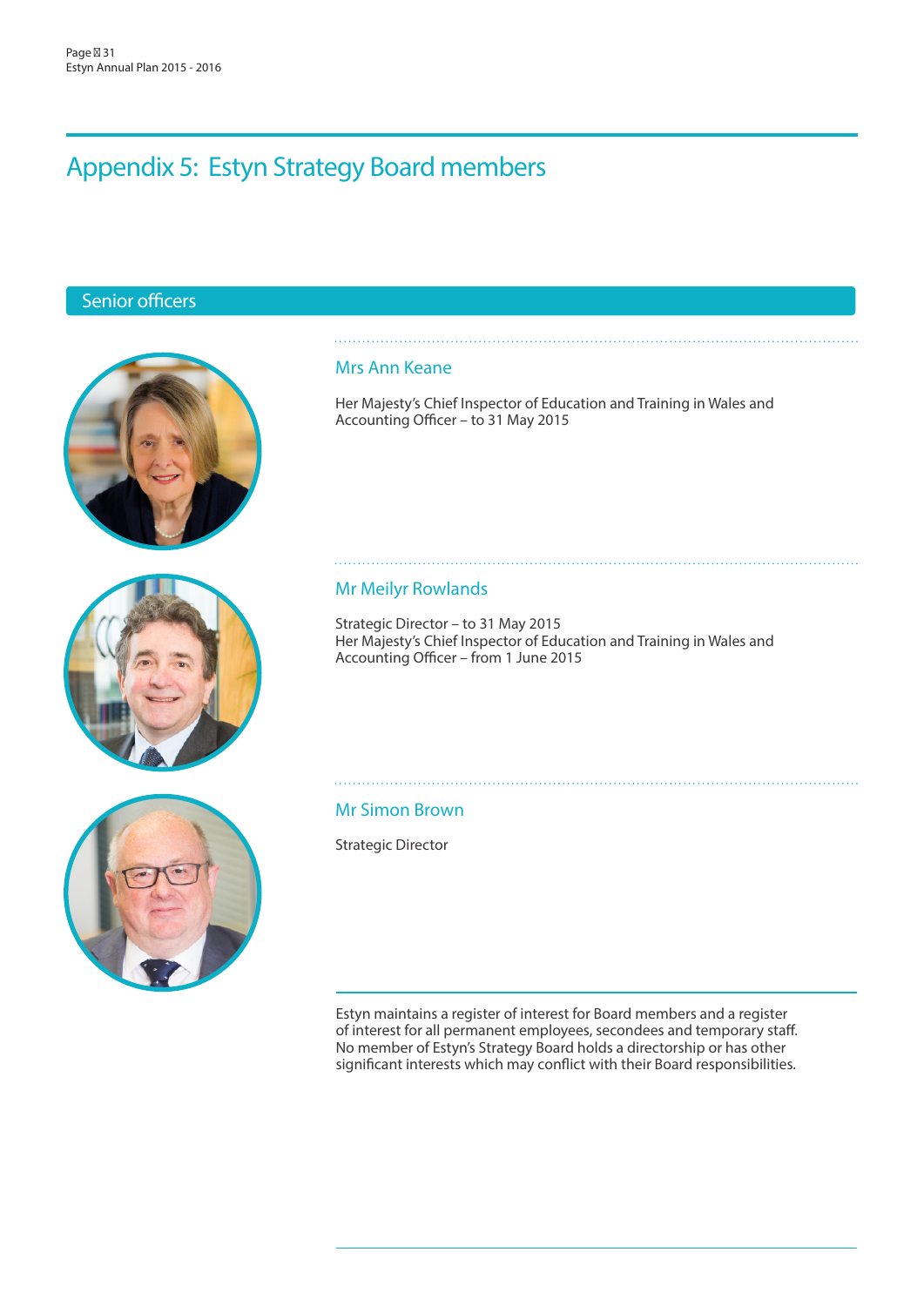# Appendix 5: Estyn Strategy Board members

## Senior officers

### Mrs Ann Keane

Her Majesty's Chief Inspector of Education and Training in Wales and Accounting Officer – to 31 May 2015

### Mr Meilyr Rowlands

Strategic Director – to 31 May 2015
Her Majesty's Chief Inspector of Education and Training in Wales and Accounting Officer – from 1 June 2015

### Mr Simon Brown

Strategic Director

Estyn maintains a register of interest for Board members and a register of interest for all permanent employees, secondees and temporary staff. No member of Estyn's Strategy Board holds a directorship or has other significant interests which may conflict with their Board responsibilities.